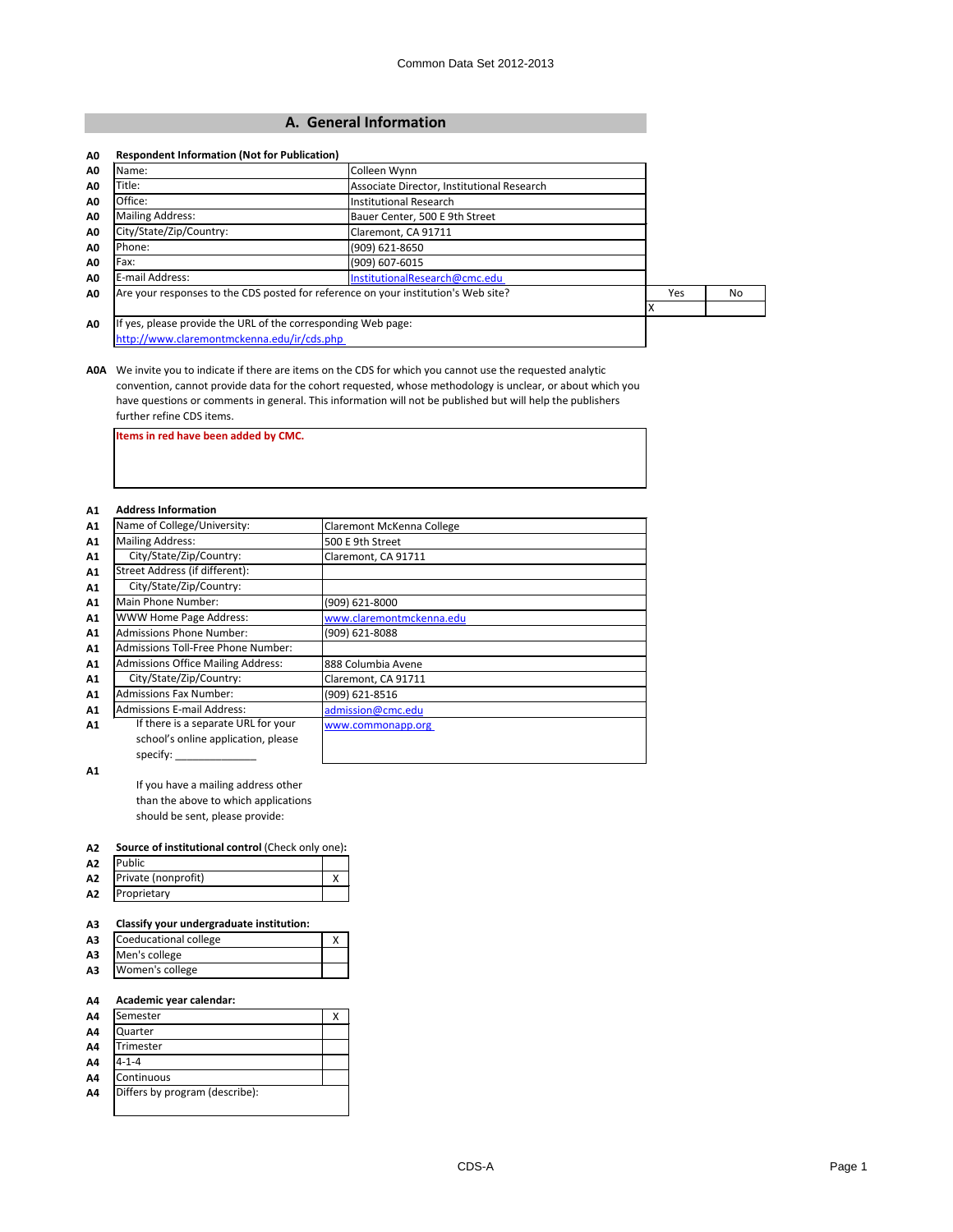# A. General Information

| | | | |
|---|---|---|---|
| A0 | **Respondent Information (Not for Publication)** | | |
| A0 | Name: | Colleen Wynn | |
| A0 | Title: | Associate Director, Institutional Research | |
| A0 | Office: | Institutional Research | |
| A0 | Mailing Address: | Bauer Center, 500 E 9th Street | |
| A0 | City/State/Zip/Country: | Claremont, CA 91711 | |
| A0 | Phone: | (909) 621-8650 | |
| A0 | Fax: | (909) 607-6015 | |
| A0 | E-mail Address: | InstitutionalResearch@cmc.edu | |

| | | Yes | No |
|---|---|---|---|
| A0 | Are your responses to the CDS posted for reference on your institution's Web site? | X | |
| A0 | If yes, please provide the URL of the corresponding Web page: http://www.claremontmckenna.edu/ir/cds.php | | |

**A0A** We invite you to indicate if there are items on the CDS for which you cannot use the requested analytic convention, cannot provide data for the cohort requested, whose methodology is unclear, or about which you have questions or comments in general. This information will not be published but will help the publishers further refine CDS items.

**Items in red have been added by CMC.**

| | | |
|---|---|---|
| A1 | **Address Information** | |
| A1 | Name of College/University: | Claremont McKenna College |
| A1 | Mailing Address: | 500 E 9th Street |
| A1 | City/State/Zip/Country: | Claremont, CA 91711 |
| A1 | Street Address (if different): | |
| A1 | City/State/Zip/Country: | |
| A1 | Main Phone Number: | (909) 621-8000 |
| A1 | WWW Home Page Address: | www.claremontmckenna.edu |
| A1 | Admissions Phone Number: | (909) 621-8088 |
| A1 | Admissions Toll-Free Phone Number: | |
| A1 | Admissions Office Mailing Address: | 888 Columbia Avene |
| A1 | City/State/Zip/Country: | Claremont, CA 91711 |
| A1 | Admissions Fax Number: | (909) 621-8516 |
| A1 | Admissions E-mail Address: | admission@cmc.edu |
| A1 | If there is a separate URL for your school's online application, please specify: _____________ | www.commonapp.org |
| A1 | If you have a mailing address other than the above to which applications should be sent, please provide: | |

| | | |
|---|---|---|
| A2 | **Source of institutional control** (Check only one): | |
| A2 | Public | |
| A2 | Private (nonprofit) | X |
| A2 | Proprietary | |

| | | |
|---|---|---|
| A3 | **Classify your undergraduate institution:** | |
| A3 | Coeducational college | X |
| A3 | Men's college | |
| A3 | Women's college | |

| | | |
|---|---|---|
| A4 | **Academic year calendar:** | |
| A4 | Semester | X |
| A4 | Quarter | |
| A4 | Trimester | |
| A4 | 4-1-4 | |
| A4 | Continuous | |
| A4 | Differs by program (describe): | |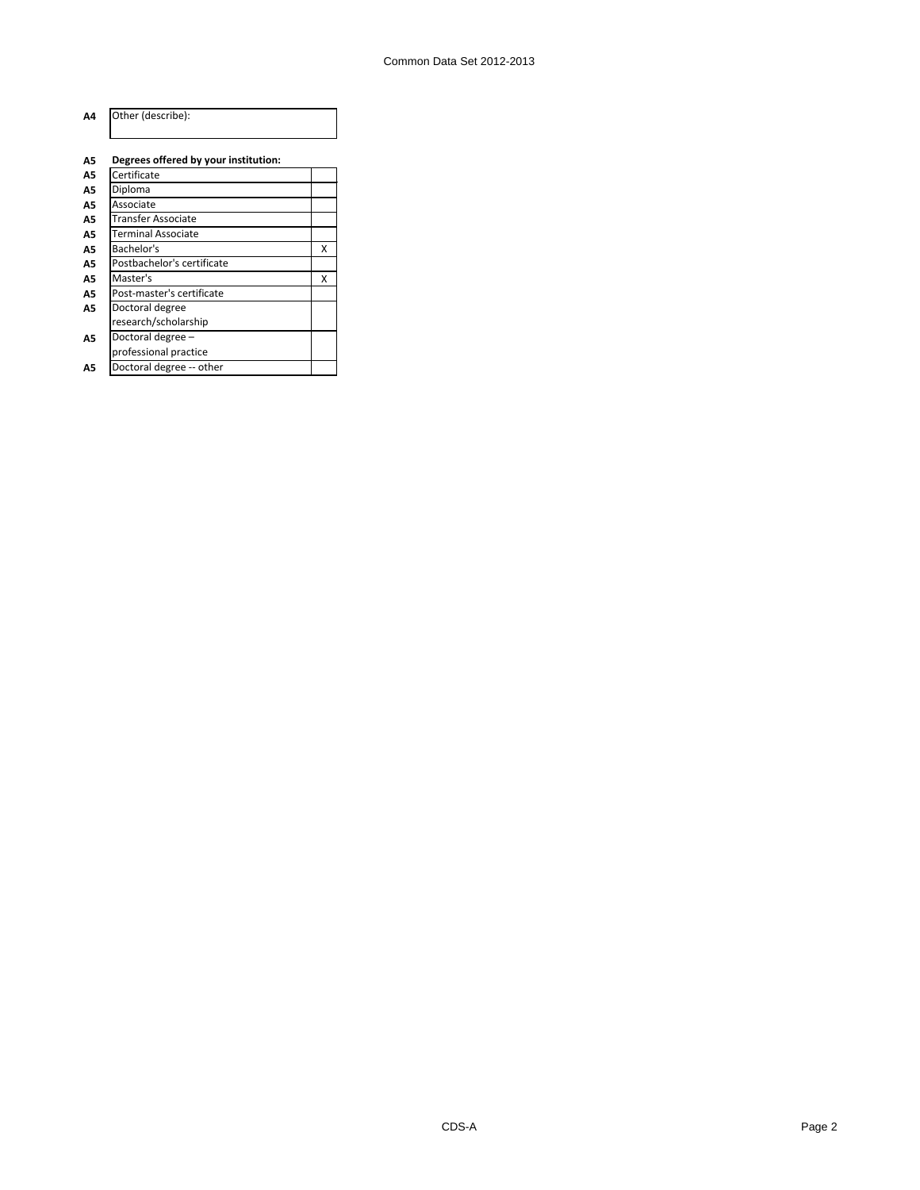**A4** Other (describe):

| | | |
|---|---|---|
| **A4** | Other (describe): | |

**A5** **Degrees offered by your institution:**

| | | |
|---|---|---|
| A5 | Certificate | |
| A5 | Diploma | |
| A5 | Associate | |
| A5 | Transfer Associate | |
| A5 | Terminal Associate | |
| A5 | Bachelor's | X |
| A5 | Postbachelor's certificate | |
| A5 | Master's | X |
| A5 | Post-master's certificate | |
| A5 | Doctoral degree research/scholarship | |
| A5 | Doctoral degree – professional practice | |
| A5 | Doctoral degree -- other | |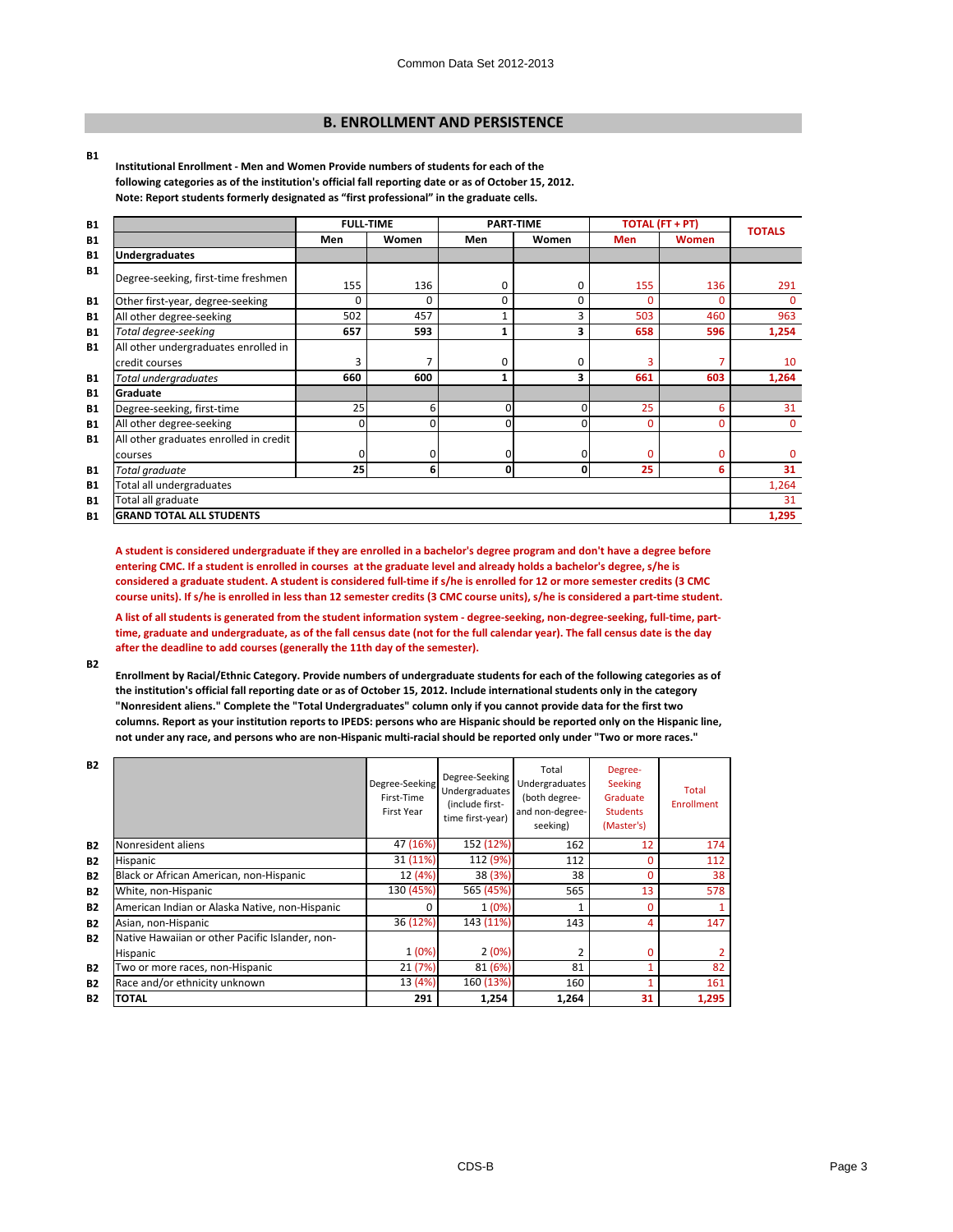Common Data Set 2012-2013

## B. ENROLLMENT AND PERSISTENCE

**B1**

**Institutional Enrollment - Men and Women Provide numbers of students for each of the following categories as of the institution's official fall reporting date or as of October 15, 2012.**
**Note: Report students formerly designated as "first professional" in the graduate cells.**

| | FULL-TIME | | PART-TIME | | TOTAL (FT + PT) | | TOTALS |
|---|---|---|---|---|---|---|---|
| | Men | Women | Men | Women | Men | Women | |
| **Undergraduates** | | | | | | | |
| Degree-seeking, first-time freshmen | 155 | 136 | 0 | 0 | 155 | 136 | 291 |
| Other first-year, degree-seeking | 0 | 0 | 0 | 0 | 0 | 0 | 0 |
| All other degree-seeking | 502 | 457 | 1 | 3 | 503 | 460 | 963 |
| *Total degree-seeking* | **657** | **593** | **1** | **3** | **658** | **596** | **1,254** |
| All other undergraduates enrolled in credit courses | 3 | 7 | 0 | 0 | 3 | 7 | 10 |
| *Total undergraduates* | **660** | **600** | **1** | **3** | **661** | **603** | **1,264** |
| **Graduate** | | | | | | | |
| Degree-seeking, first-time | 25 | 6 | 0 | 0 | 25 | 6 | 31 |
| All other degree-seeking | 0 | 0 | 0 | 0 | 0 | 0 | 0 |
| All other graduates enrolled in credit courses | 0 | 0 | 0 | 0 | 0 | 0 | 0 |
| *Total graduate* | **25** | **6** | **0** | **0** | **25** | **6** | **31** |
| Total all undergraduates | | | | | | | 1,264 |
| Total all graduate | | | | | | | 31 |
| **GRAND TOTAL ALL STUDENTS** | | | | | | | **1,295** |

**A student is considered undergraduate if they are enrolled in a bachelor's degree program and don't have a degree before entering CMC. If a student is enrolled in courses at the graduate level and already holds a bachelor's degree, s/he is considered a graduate student. A student is considered full-time if s/he is enrolled for 12 or more semester credits (3 CMC course units). If s/he is enrolled in less than 12 semester credits (3 CMC course units), s/he is considered a part-time student.**

**A list of all students is generated from the student information system - degree-seeking, non-degree-seeking, full-time, part-time, graduate and undergraduate, as of the fall census date (not for the full calendar year). The fall census date is the day after the deadline to add courses (generally the 11th day of the semester).**

**B2**

**Enrollment by Racial/Ethnic Category. Provide numbers of undergraduate students for each of the following categories as of the institution's official fall reporting date or as of October 15, 2012. Include international students only in the category "Nonresident aliens." Complete the "Total Undergraduates" column only if you cannot provide data for the first two columns. Report as your institution reports to IPEDS: persons who are Hispanic should be reported only on the Hispanic line, not under any race, and persons who are non-Hispanic multi-racial should be reported only under "Two or more races."**

| | Degree-Seeking First-Time First Year | Degree-Seeking Undergraduates (include first-time first-year) | Total Undergraduates (both degree- and non-degree-seeking) | Degree-Seeking Graduate Students (Master's) | Total Enrollment |
|---|---|---|---|---|---|
| Nonresident aliens | 47 (16%) | 152 (12%) | 162 | 12 | 174 |
| Hispanic | 31 (11%) | 112 (9%) | 112 | 0 | 112 |
| Black or African American, non-Hispanic | 12 (4%) | 38 (3%) | 38 | 0 | 38 |
| White, non-Hispanic | 130 (45%) | 565 (45%) | 565 | 13 | 578 |
| American Indian or Alaska Native, non-Hispanic | 0 | 1 (0%) | 1 | 0 | 1 |
| Asian, non-Hispanic | 36 (12%) | 143 (11%) | 143 | 4 | 147 |
| Native Hawaiian or other Pacific Islander, non-Hispanic | 1 (0%) | 2 (0%) | 2 | 0 | 2 |
| Two or more races, non-Hispanic | 21 (7%) | 81 (6%) | 81 | 1 | 82 |
| Race and/or ethnicity unknown | 13 (4%) | 160 (13%) | 160 | 1 | 161 |
| **TOTAL** | **291** | **1,254** | **1,264** | **31** | **1,295** |

CDS-B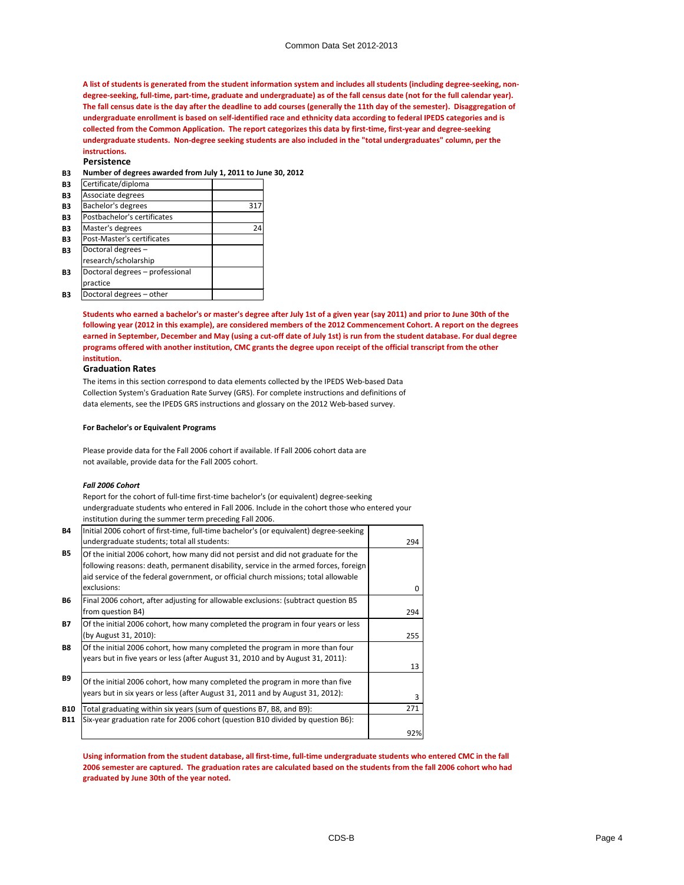**A list of students is generated from the student information system and includes all students (including degree-seeking, non-degree-seeking, full-time, part-time, graduate and undergraduate) as of the fall census date (not for the full calendar year). The fall census date is the day after the deadline to add courses (generally the 11th day of the semester). Disaggregation of undergraduate enrollment is based on self-identified race and ethnicity data according to federal IPEDS categories and is collected from the Common Application. The report categorizes this data by first-time, first-year and degree-seeking undergraduate students. Non-degree seeking students are also included in the "total undergraduates" column, per the instructions.**

## Persistence

**B3 Number of degrees awarded from July 1, 2011 to June 30, 2012**

| | | |
|---|---|---|
| B3 | Certificate/diploma | |
| B3 | Associate degrees | |
| B3 | Bachelor's degrees | 317 |
| B3 | Postbachelor's certificates | |
| B3 | Master's degrees | 24 |
| B3 | Post-Master's certificates | |
| B3 | Doctoral degrees – research/scholarship | |
| B3 | Doctoral degrees – professional practice | |
| B3 | Doctoral degrees – other | |

**Students who earned a bachelor's or master's degree after July 1st of a given year (say 2011) and prior to June 30th of the following year (2012 in this example), are considered members of the 2012 Commencement Cohort. A report on the degrees earned in September, December and May (using a cut-off date of July 1st) is run from the student database. For dual degree programs offered with another institution, CMC grants the degree upon receipt of the official transcript from the other institution.**

## Graduation Rates

The items in this section correspond to data elements collected by the IPEDS Web-based Data Collection System's Graduation Rate Survey (GRS). For complete instructions and definitions of data elements, see the IPEDS GRS instructions and glossary on the 2012 Web-based survey.

**For Bachelor's or Equivalent Programs**

Please provide data for the Fall 2006 cohort if available. If Fall 2006 cohort data are not available, provide data for the Fall 2005 cohort.

***Fall 2006 Cohort***

Report for the cohort of full-time first-time bachelor's (or equivalent) degree-seeking undergraduate students who entered in Fall 2006. Include in the cohort those who entered your institution during the summer term preceding Fall 2006.

| | | |
|---|---|---|
| B4 | Initial 2006 cohort of first-time, full-time bachelor's (or equivalent) degree-seeking undergraduate students; total all students: | 294 |
| B5 | Of the initial 2006 cohort, how many did not persist and did not graduate for the following reasons: death, permanent disability, service in the armed forces, foreign aid service of the federal government, or official church missions; total allowable exclusions: | 0 |
| B6 | Final 2006 cohort, after adjusting for allowable exclusions: (subtract question B5 from question B4) | 294 |
| B7 | Of the initial 2006 cohort, how many completed the program in four years or less (by August 31, 2010): | 255 |
| B8 | Of the initial 2006 cohort, how many completed the program in more than four years but in five years or less (after August 31, 2010 and by August 31, 2011): | 13 |
| B9 | Of the initial 2006 cohort, how many completed the program in more than five years but in six years or less (after August 31, 2011 and by August 31, 2012): | 3 |
| B10 | Total graduating within six years (sum of questions B7, B8, and B9): | 271 |
| B11 | Six-year graduation rate for 2006 cohort (question B10 divided by question B6): | 92% |

**Using information from the student database, all first-time, full-time undergraduate students who entered CMC in the fall 2006 semester are captured. The graduation rates are calculated based on the students from the fall 2006 cohort who had graduated by June 30th of the year noted.**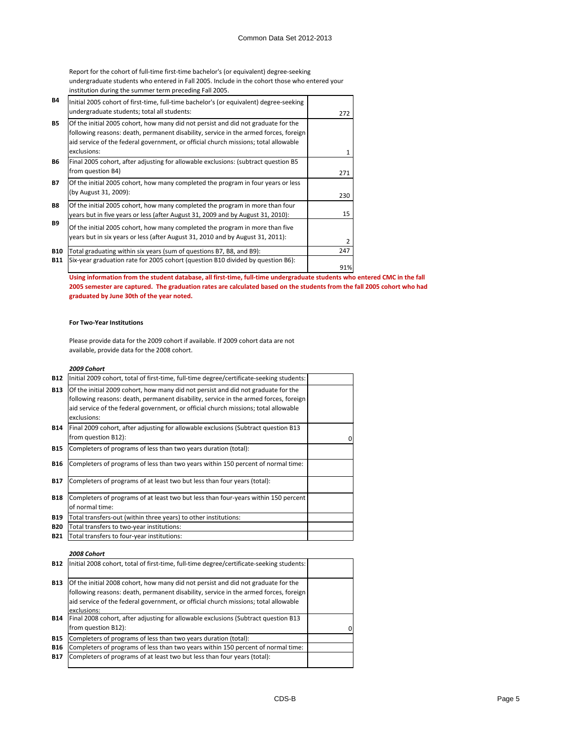Report for the cohort of full-time first-time bachelor's (or equivalent) degree-seeking undergraduate students who entered in Fall 2005. Include in the cohort those who entered your institution during the summer term preceding Fall 2005.

| | | |
|---|---|---|
| B4 | Initial 2005 cohort of first-time, full-time bachelor's (or equivalent) degree-seeking undergraduate students; total all students: | 272 |
| B5 | Of the initial 2005 cohort, how many did not persist and did not graduate for the following reasons: death, permanent disability, service in the armed forces, foreign aid service of the federal government, or official church missions; total allowable exclusions: | 1 |
| B6 | Final 2005 cohort, after adjusting for allowable exclusions: (subtract question B5 from question B4) | 271 |
| B7 | Of the initial 2005 cohort, how many completed the program in four years or less (by August 31, 2009): | 230 |
| B8 | Of the initial 2005 cohort, how many completed the program in more than four years but in five years or less (after August 31, 2009 and by August 31, 2010): | 15 |
| B9 | Of the initial 2005 cohort, how many completed the program in more than five years but in six years or less (after August 31, 2010 and by August 31, 2011): | 2 |
| B10 | Total graduating within six years (sum of questions B7, B8, and B9): | 247 |
| B11 | Six-year graduation rate for 2005 cohort (question B10 divided by question B6): | 91% |

**Using information from the student database, all first-time, full-time undergraduate students who entered CMC in the fall 2005 semester are captured. The graduation rates are calculated based on the students from the fall 2005 cohort who had graduated by June 30th of the year noted.**

**For Two-Year Institutions**

Please provide data for the 2009 cohort if available. If 2009 cohort data are not available, provide data for the 2008 cohort.

***2009 Cohort***

| | | |
|---|---|---|
| B12 | Initial 2009 cohort, total of first-time, full-time degree/certificate-seeking students: | |
| B13 | Of the initial 2009 cohort, how many did not persist and did not graduate for the following reasons: death, permanent disability, service in the armed forces, foreign aid service of the federal government, or official church missions; total allowable exclusions: | |
| B14 | Final 2009 cohort, after adjusting for allowable exclusions (Subtract question B13 from question B12): | 0 |
| B15 | Completers of programs of less than two years duration (total): | |
| B16 | Completers of programs of less than two years within 150 percent of normal time: | |
| B17 | Completers of programs of at least two but less than four years (total): | |
| B18 | Completers of programs of at least two but less than four-years within 150 percent of normal time: | |
| B19 | Total transfers-out (within three years) to other institutions: | |
| B20 | Total transfers to two-year institutions: | |
| B21 | Total transfers to four-year institutions: | |

***2008 Cohort***

| | | |
|---|---|---|
| B12 | Initial 2008 cohort, total of first-time, full-time degree/certificate-seeking students: | |
| B13 | Of the initial 2008 cohort, how many did not persist and did not graduate for the following reasons: death, permanent disability, service in the armed forces, foreign aid service of the federal government, or official church missions; total allowable exclusions: | |
| B14 | Final 2008 cohort, after adjusting for allowable exclusions (Subtract question B13 from question B12): | 0 |
| B15 | Completers of programs of less than two years duration (total): | |
| B16 | Completers of programs of less than two years within 150 percent of normal time: | |
| B17 | Completers of programs of at least two but less than four years (total): | |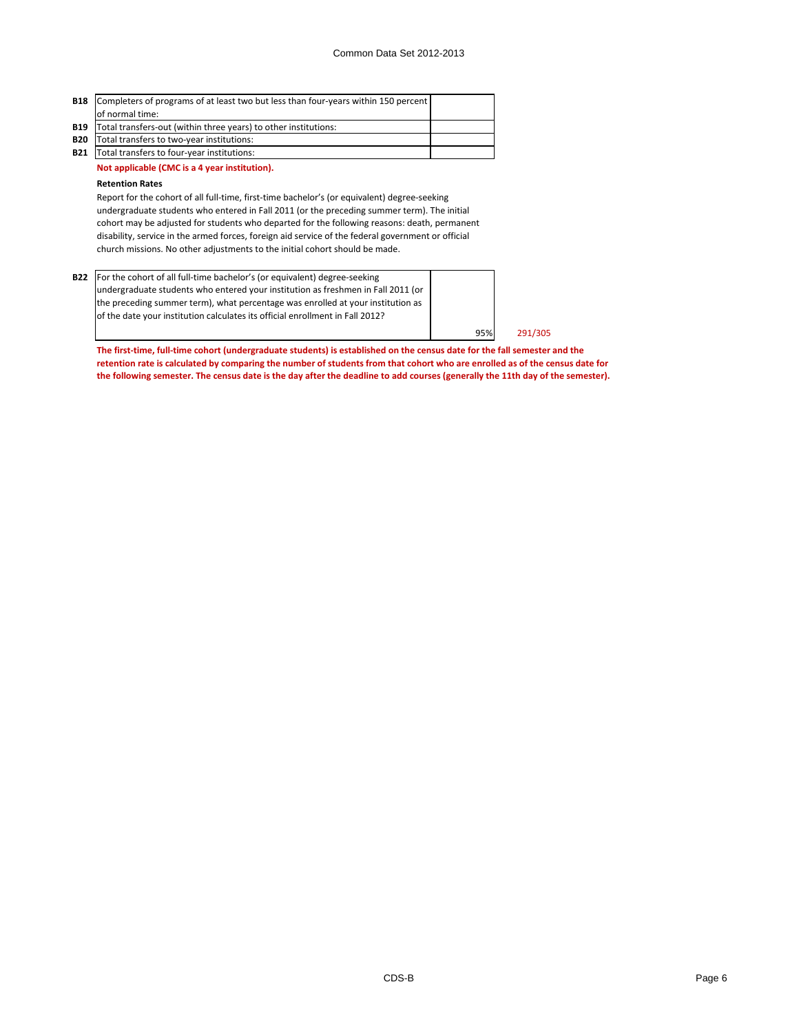| | | |
|---|---|---|
| **B18** | Completers of programs of at least two but less than four-years within 150 percent of normal time: | |
| **B19** | Total transfers-out (within three years) to other institutions: | |
| **B20** | Total transfers to two-year institutions: | |
| **B21** | Total transfers to four-year institutions: | |

**Not applicable (CMC is a 4 year institution).**

**Retention Rates**

Report for the cohort of all full-time, first-time bachelor's (or equivalent) degree-seeking undergraduate students who entered in Fall 2011 (or the preceding summer term). The initial cohort may be adjusted for students who departed for the following reasons: death, permanent disability, service in the armed forces, foreign aid service of the federal government or official church missions. No other adjustments to the initial cohort should be made.

| | | | |
|---|---|---|---|
| **B22** | For the cohort of all full-time bachelor's (or equivalent) degree-seeking undergraduate students who entered your institution as freshmen in Fall 2011 (or the preceding summer term), what percentage was enrolled at your institution as of the date your institution calculates its official enrollment in Fall 2012? | 95% | 291/305 |

**The first-time, full-time cohort (undergraduate students) is established on the census date for the fall semester and the retention rate is calculated by comparing the number of students from that cohort who are enrolled as of the census date for the following semester. The census date is the day after the deadline to add courses (generally the 11th day of the semester).**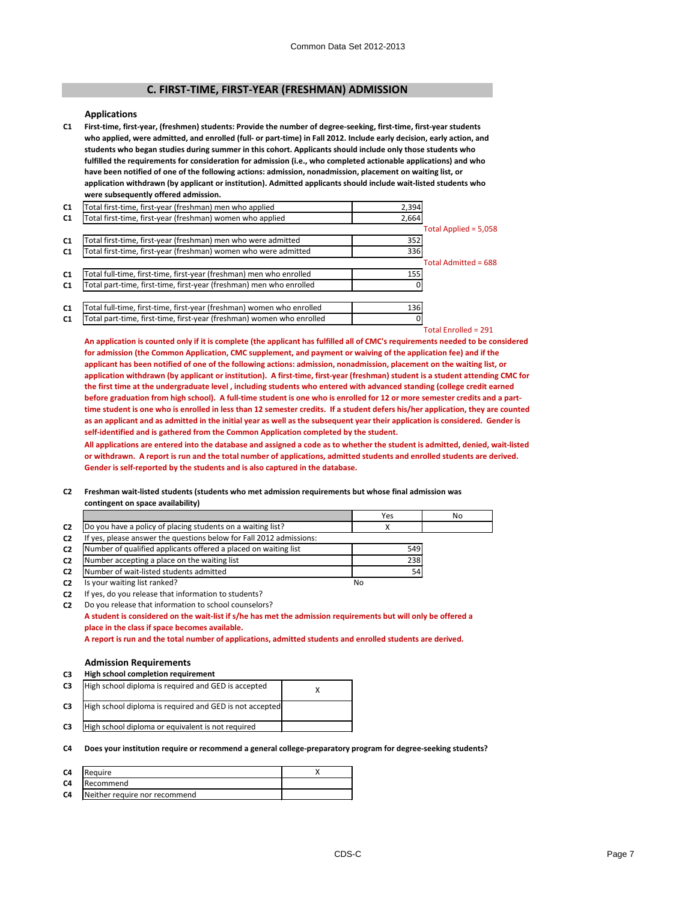## C. FIRST-TIME, FIRST-YEAR (FRESHMAN) ADMISSION

### Applications

**C1 First-time, first-year, (freshmen) students: Provide the number of degree-seeking, first-time, first-year students who applied, were admitted, and enrolled (full- or part-time) in Fall 2012. Include early decision, early action, and students who began studies during summer in this cohort. Applicants should include only those students who fulfilled the requirements for consideration for admission (i.e., who completed actionable applications) and who have been notified of one of the following actions: admission, nonadmission, placement on waiting list, or application withdrawn (by applicant or institution). Admitted applicants should include wait-listed students who were subsequently offered admission.**

| | | | |
|---|---|---|---|
| C1 | Total first-time, first-year (freshman) men who applied | 2,394 | |
| C1 | Total first-time, first-year (freshman) women who applied | 2,664 | |
| | | | Total Applied = 5,058 |
| C1 | Total first-time, first-year (freshman) men who were admitted | 352 | |
| C1 | Total first-time, first-year (freshman) women who were admitted | 336 | |
| | | | Total Admitted = 688 |
| C1 | Total full-time, first-time, first-year (freshman) men who enrolled | 155 | |
| C1 | Total part-time, first-time, first-year (freshman) men who enrolled | 0 | |
| C1 | Total full-time, first-time, first-year (freshman) women who enrolled | 136 | |
| C1 | Total part-time, first-time, first-year (freshman) women who enrolled | 0 | |
| | | | Total Enrolled = 291 |

**An application is counted only if it is complete (the applicant has fulfilled all of CMC's requirements needed to be considered for admission (the Common Application, CMC supplement, and payment or waiving of the application fee) and if the applicant has been notified of one of the following actions: admission, nonadmission, placement on the waiting list, or application withdrawn (by applicant or institution). A first-time, first-year (freshman) student is a student attending CMC for the first time at the undergraduate level , including students who entered with advanced standing (college credit earned before graduation from high school). A full-time student is one who is enrolled for 12 or more semester credits and a part-time student is one who is enrolled in less than 12 semester credits. If a student defers his/her application, they are counted as an applicant and as admitted in the initial year as well as the subsequent year their application is considered. Gender is self-identified and is gathered from the Common Application completed by the student.**

**All applications are entered into the database and assigned a code as to whether the student is admitted, denied, wait-listed or withdrawn. A report is run and the total number of applications, admitted students and enrolled students are derived. Gender is self-reported by the students and is also captured in the database.**

**C2 Freshman wait-listed students (students who met admission requirements but whose final admission was contingent on space availability)**

| | | Yes | No |
|---|---|---|---|
| C2 | Do you have a policy of placing students on a waiting list? | X | |
| C2 | If yes, please answer the questions below for Fall 2012 admissions: | | |
| C2 | Number of qualified applicants offered a placed on waiting list | 549 | |
| C2 | Number accepting a place on the waiting list | 238 | |
| C2 | Number of wait-listed students admitted | 54 | |
| C2 | Is your waiting list ranked? | No | |
| C2 | If yes, do you release that information to students? | | |
| C2 | Do you release that information to school counselors? | | |

**A student is considered on the wait-list if s/he has met the admission requirements but will only be offered a place in the class if space becomes available.**

**A report is run and the total number of applications, admitted students and enrolled students are derived.**

### Admission Requirements

**C3 High school completion requirement**

| | | |
|---|---|---|
| C3 | High school diploma is required and GED is accepted | X |
| C3 | High school diploma is required and GED is not accepted | |
| C3 | High school diploma or equivalent is not required | |

**C4 Does your institution require or recommend a general college-preparatory program for degree-seeking students?**

| | | |
|---|---|---|
| C4 | Require | X |
| C4 | Recommend | |
| C4 | Neither require nor recommend | |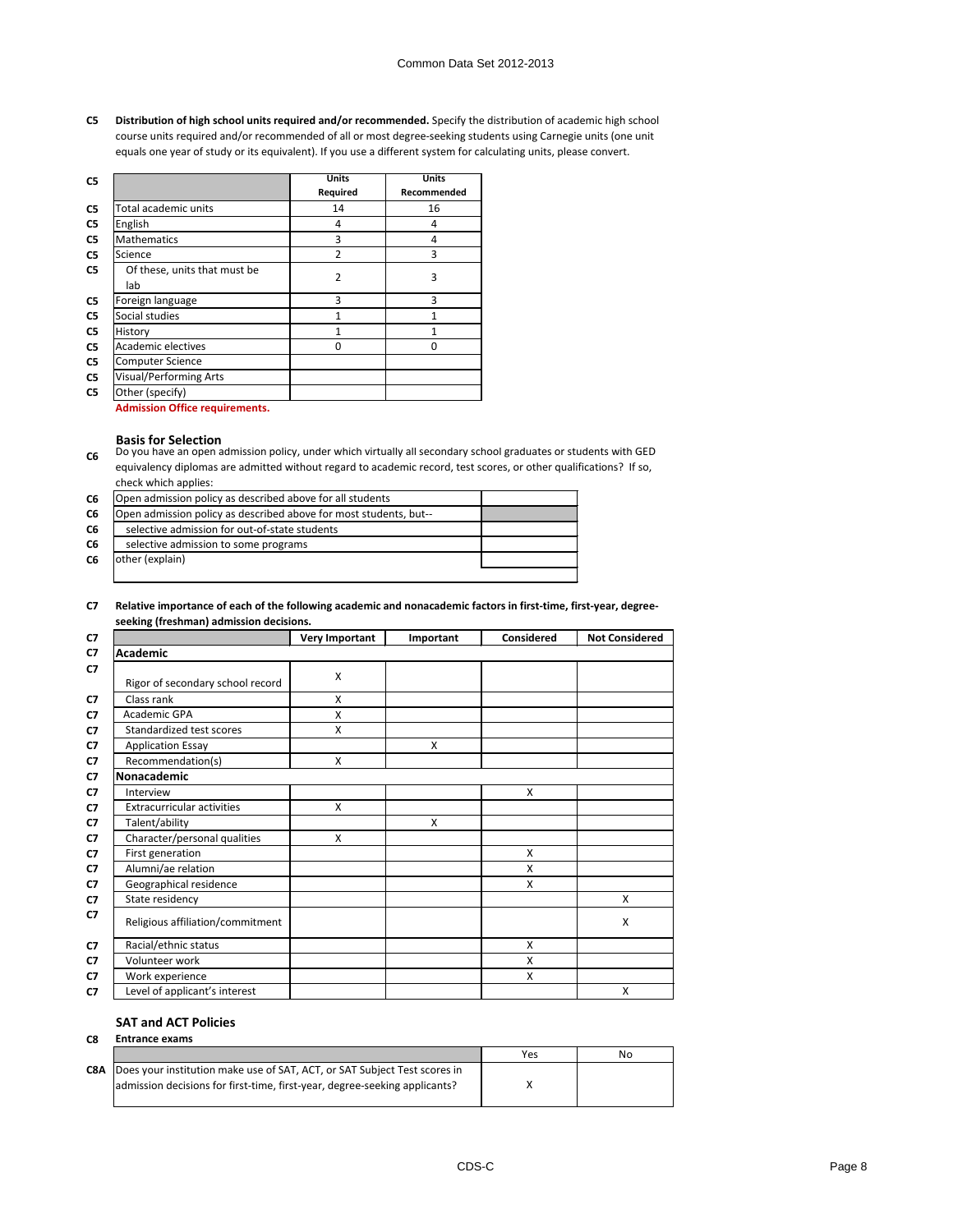**C5 Distribution of high school units required and/or recommended.** Specify the distribution of academic high school course units required and/or recommended of all or most degree-seeking students using Carnegie units (one unit equals one year of study or its equivalent). If you use a different system for calculating units, please convert.

| | Units Required | Units Recommended |
|---|---|---|
| Total academic units | 14 | 16 |
| English | 4 | 4 |
| Mathematics | 3 | 4 |
| Science | 2 | 3 |
| Of these, units that must be lab | 2 | 3 |
| Foreign language | 3 | 3 |
| Social studies | 1 | 1 |
| History | 1 | 1 |
| Academic electives | 0 | 0 |
| Computer Science | | |
| Visual/Performing Arts | | |
| Other (specify) | | |

**Admission Office requirements.**

### Basis for Selection

**C6** Do you have an open admission policy, under which virtually all secondary school graduates or students with GED equivalency diplomas are admitted without regard to academic record, test scores, or other qualifications? If so, check which applies:

| | |
|---|---|
| Open admission policy as described above for all students | |
| Open admission policy as described above for most students, but-- | |
| selective admission for out-of-state students | |
| selective admission to some programs | |
| other (explain) | |

**C7 Relative importance of each of the following academic and nonacademic factors in first-time, first-year, degree-seeking (freshman) admission decisions.**

| | Very Important | Important | Considered | Not Considered |
|---|---|---|---|---|
| **Academic** | | | | |
| Rigor of secondary school record | X | | | |
| Class rank | X | | | |
| Academic GPA | X | | | |
| Standardized test scores | X | | | |
| Application Essay | | X | | |
| Recommendation(s) | X | | | |
| **Nonacademic** | | | | |
| Interview | | | X | |
| Extracurricular activities | X | | | |
| Talent/ability | | X | | |
| Character/personal qualities | X | | | |
| First generation | | | X | |
| Alumni/ae relation | | | X | |
| Geographical residence | | | X | |
| State residency | | | | X |
| Religious affiliation/commitment | | | | X |
| Racial/ethnic status | | | X | |
| Volunteer work | | | X | |
| Work experience | | | X | |
| Level of applicant's interest | | | | X |

### SAT and ACT Policies

**C8 Entrance exams**

| | Yes | No |
|---|---|---|
| C8A Does your institution make use of SAT, ACT, or SAT Subject Test scores in admission decisions for first-time, first-year, degree-seeking applicants? | X | |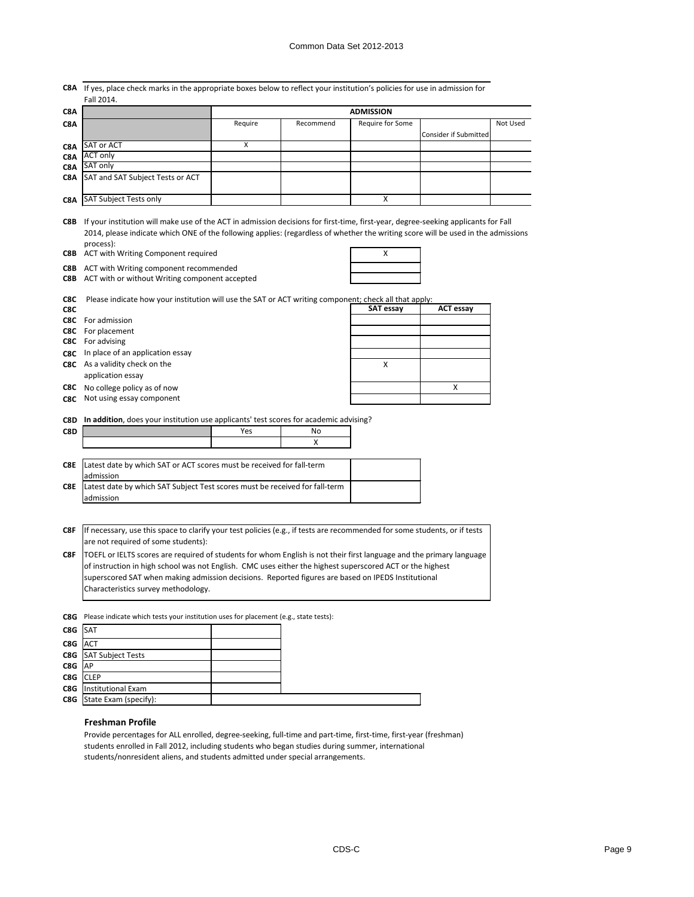**C8A** If yes, place check marks in the appropriate boxes below to reflect your institution's policies for use in admission for Fall 2014.

| | | ADMISSION | | | | |
|---|---|---|---|---|---|---|
| C8A | | Require | Recommend | Require for Some | Consider if Submitted | Not Used |
| C8A | SAT or ACT | X | | | | |
| C8A | ACT only | | | | | |
| C8A | SAT only | | | | | |
| C8A | SAT and SAT Subject Tests or ACT | | | | | |
| C8A | SAT Subject Tests only | | | X | | |

**C8B** If your institution will make use of the ACT in admission decisions for first-time, first-year, degree-seeking applicants for Fall 2014, please indicate which ONE of the following applies: (regardless of whether the writing score will be used in the admissions process):

| | | |
|---|---|---|
| C8B | ACT with Writing Component required | X |
| C8B | ACT with Writing component recommended | |
| C8B | ACT with or without Writing component accepted | |

**C8C** Please indicate how your institution will use the SAT or ACT writing component; check all that apply:

| | | SAT essay | ACT essay |
|---|---|---|---|
| C8C | For admission | | |
| C8C | For placement | | |
| C8C | For advising | | |
| C8C | In place of an application essay | | |
| C8C | As a validity check on the application essay | X | |
| C8C | No college policy as of now | | X |
| C8C | Not using essay component | | |

**C8D** **In addition**, does your institution use applicants' test scores for academic advising?

| | Yes | No |
|---|---|---|
| C8D | | X |

| | | |
|---|---|---|
| C8E | Latest date by which SAT or ACT scores must be received for fall-term admission | |
| C8E | Latest date by which SAT Subject Test scores must be received for fall-term admission | |

**C8F** If necessary, use this space to clarify your test policies (e.g., if tests are recommended for some students, or if tests are not required of some students):

**C8F** TOEFL or IELTS scores are required of students for whom English is not their first language and the primary language of instruction in high school was not English. CMC uses either the highest superscored ACT or the highest superscored SAT when making admission decisions. Reported figures are based on IPEDS Institutional Characteristics survey methodology.

**C8G** Please indicate which tests your institution uses for placement (e.g., state tests):

| | | |
|---|---|---|
| C8G | SAT | |
| C8G | ACT | |
| C8G | SAT Subject Tests | |
| C8G | AP | |
| C8G | CLEP | |
| C8G | Institutional Exam | |
| C8G | State Exam (specify): | |

### Freshman Profile

Provide percentages for ALL enrolled, degree-seeking, full-time and part-time, first-time, first-year (freshman) students enrolled in Fall 2012, including students who began studies during summer, international students/nonresident aliens, and students admitted under special arrangements.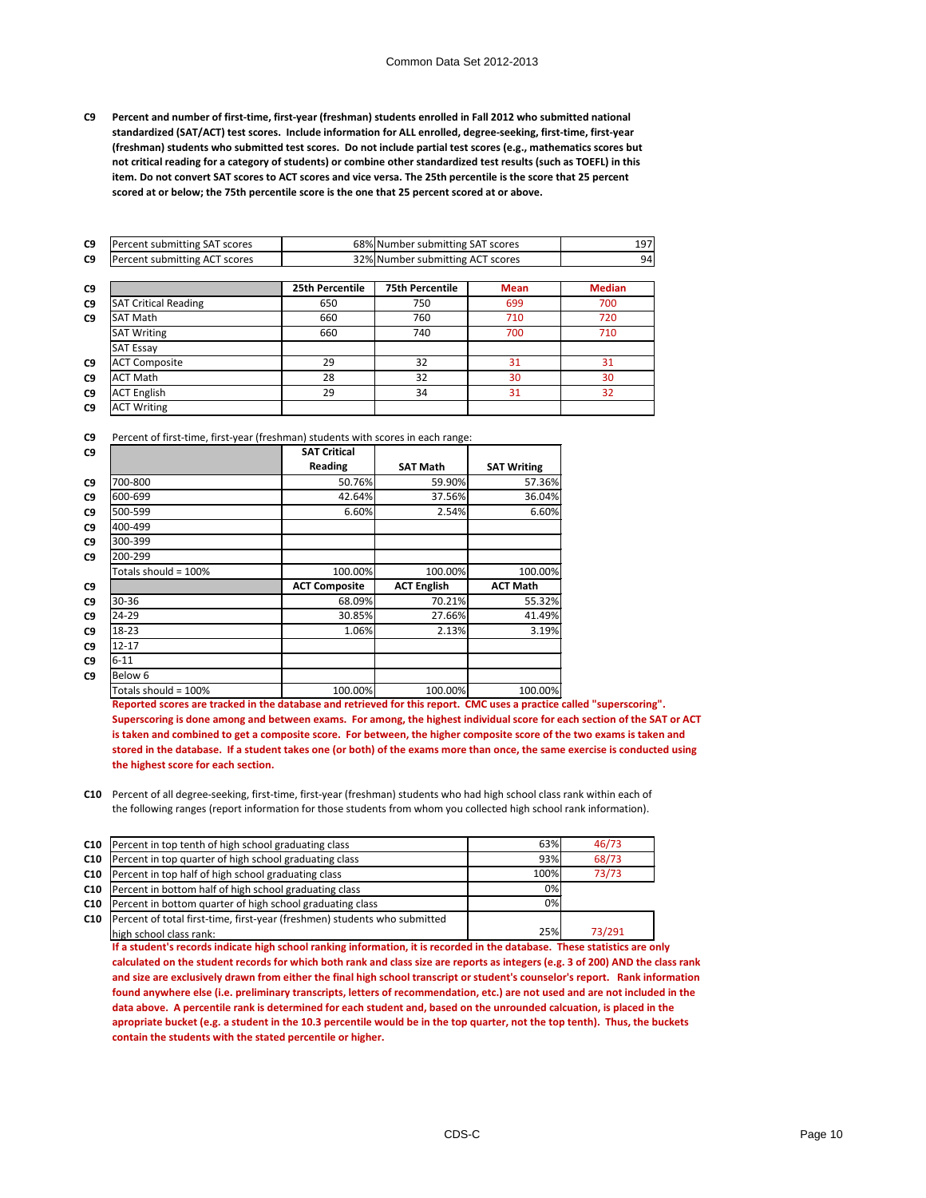Common Data Set 2012-2013

**C9 Percent and number of first-time, first-year (freshman) students enrolled in Fall 2012 who submitted national standardized (SAT/ACT) test scores. Include information for ALL enrolled, degree-seeking, first-time, first-year (freshman) students who submitted test scores. Do not include partial test scores (e.g., mathematics scores but not critical reading for a category of students) or combine other standardized test results (such as TOEFL) in this item. Do not convert SAT scores to ACT scores and vice versa. The 25th percentile is the score that 25 percent scored at or below; the 75th percentile score is the one that 25 percent scored at or above.**

| | | | | |
|---|---|---|---|---|
| C9 | Percent submitting SAT scores | 68% | Number submitting SAT scores | 197 |
| C9 | Percent submitting ACT scores | 32% | Number submitting ACT scores | 94 |

| | | 25th Percentile | 75th Percentile | Mean | Median |
|---|---|---|---|---|---|
| C9 | SAT Critical Reading | 650 | 750 | 699 | 700 |
| C9 | SAT Math | 660 | 760 | 710 | 720 |
| | SAT Writing | 660 | 740 | 700 | 710 |
| | SAT Essay | | | | |
| C9 | ACT Composite | 29 | 32 | 31 | 31 |
| C9 | ACT Math | 28 | 32 | 30 | 30 |
| C9 | ACT English | 29 | 34 | 31 | 32 |
| C9 | ACT Writing | | | | |

C9 Percent of first-time, first-year (freshman) students with scores in each range:

| | | SAT Critical Reading | SAT Math | SAT Writing |
|---|---|---|---|---|
| C9 | 700-800 | 50.76% | 59.90% | 57.36% |
| C9 | 600-699 | 42.64% | 37.56% | 36.04% |
| C9 | 500-599 | 6.60% | 2.54% | 6.60% |
| C9 | 400-499 | | | |
| C9 | 300-399 | | | |
| C9 | 200-299 | | | |
| | Totals should = 100% | 100.00% | 100.00% | 100.00% |

| | | ACT Composite | ACT English | ACT Math |
|---|---|---|---|---|
| C9 | 30-36 | 68.09% | 70.21% | 55.32% |
| C9 | 24-29 | 30.85% | 27.66% | 41.49% |
| C9 | 18-23 | 1.06% | 2.13% | 3.19% |
| C9 | 12-17 | | | |
| C9 | 6-11 | | | |
| C9 | Below 6 | | | |
| | Totals should = 100% | 100.00% | 100.00% | 100.00% |

**Reported scores are tracked in the database and retrieved for this report. CMC uses a practice called "superscoring". Superscoring is done among and between exams. For among, the highest individual score for each section of the SAT or ACT is taken and combined to get a composite score. For between, the higher composite score of the two exams is taken and stored in the database. If a student takes one (or both) of the exams more than once, the same exercise is conducted using the highest score for each section.**

C10 Percent of all degree-seeking, first-time, first-year (freshman) students who had high school class rank within each of the following ranges (report information for those students from whom you collected high school rank information).

| | | | |
|---|---|---|---|
| C10 | Percent in top tenth of high school graduating class | 63% | 46/73 |
| C10 | Percent in top quarter of high school graduating class | 93% | 68/73 |
| C10 | Percent in top half of high school graduating class | 100% | 73/73 |
| C10 | Percent in bottom half of high school graduating class | 0% | |
| C10 | Percent in bottom quarter of high school graduating class | 0% | |
| C10 | Percent of total first-time, first-year (freshman) students who submitted high school class rank: | 25% | 73/291 |

**If a student's records indicate high school ranking information, it is recorded in the database. These statistics are only calculated on the student records for which both rank and class size are reports as integers (e.g. 3 of 200) AND the class rank and size are exclusively drawn from either the final high school transcript or student's counselor's report. Rank information found anywhere else (i.e. preliminary transcripts, letters of recommendation, etc.) are not used and are not included in the data above. A percentile rank is determined for each student and, based on the unrounded calcuation, is placed in the apropriate bucket (e.g. a student in the 10.3 percentile would be in the top quarter, not the top tenth). Thus, the buckets contain the students with the stated percentile or higher.**

CDS-C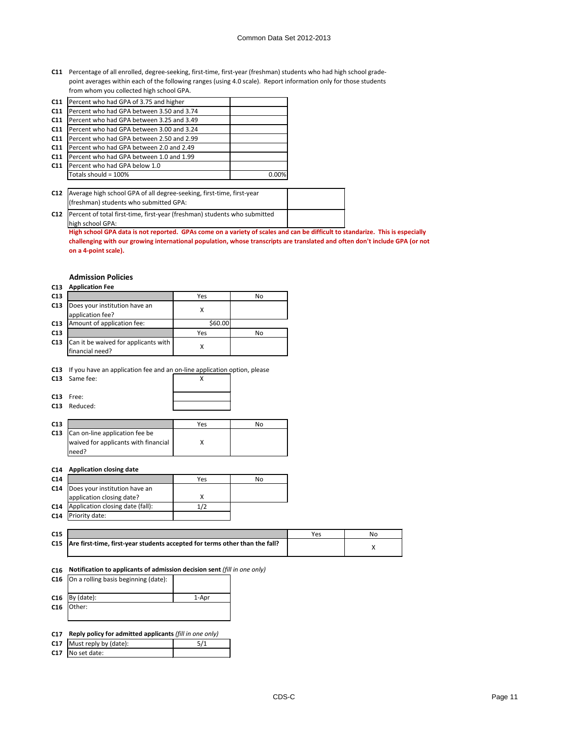C11 Percentage of all enrolled, degree-seeking, first-time, first-year (freshman) students who had high school grade-point averages within each of the following ranges (using 4.0 scale). Report information only for those students from whom you collected high school GPA.

| | | |
|---|---|---|
| C11 | Percent who had GPA of 3.75 and higher | |
| C11 | Percent who had GPA between 3.50 and 3.74 | |
| C11 | Percent who had GPA between 3.25 and 3.49 | |
| C11 | Percent who had GPA between 3.00 and 3.24 | |
| C11 | Percent who had GPA between 2.50 and 2.99 | |
| C11 | Percent who had GPA between 2.0 and 2.49 | |
| C11 | Percent who had GPA between 1.0 and 1.99 | |
| C11 | Percent who had GPA below 1.0 | |
| | Totals should = 100% | 0.00% |

| | | |
|---|---|---|
| C12 | Average high school GPA of all degree-seeking, first-time, first-year (freshman) students who submitted GPA: | |
| C12 | Percent of total first-time, first-year (freshman) students who submitted high school GPA: | |

**High school GPA data is not reported. GPAs come on a variety of scales and can be difficult to standarize. This is especially challenging with our growing international population, whose transcripts are translated and often don't include GPA (or not on a 4-point scale).**

### Admission Policies

**C13 Application Fee**

| | | Yes | No |
|---|---|---|---|
| C13 | Does your institution have an application fee? | X | |
| C13 | Amount of application fee: | $60.00 | |

| | | Yes | No |
|---|---|---|---|
| C13 | Can it be waived for applicants with financial need? | X | |

C13 If you have an application fee and an on-line application option, please

| | | |
|---|---|---|
| C13 | Same fee: | X |
| C13 | Free: | |
| C13 | Reduced: | |

| | | Yes | No |
|---|---|---|---|
| C13 | Can on-line application fee be waived for applicants with financial need? | X | |

**C14 Application closing date**

| | | Yes | No |
|---|---|---|---|
| C14 | Does your institution have an application closing date? | X | |
| C14 | Application closing date (fall): | 1/2 | |
| C14 | Priority date: | | |

| | | Yes | No |
|---|---|---|---|
| C15 | **Are first-time, first-year students accepted for terms other than the fall?** | | X |

**C16 Notification to applicants of admission decision sent** *(fill in one only)*

| | | |
|---|---|---|
| C16 | On a rolling basis beginning (date): | |
| C16 | By (date): | 1-Apr |
| C16 | Other: | |

**C17 Reply policy for admitted applicants** *(fill in one only)*

| | | |
|---|---|---|
| C17 | Must reply by (date): | 5/1 |
| C17 | No set date: | |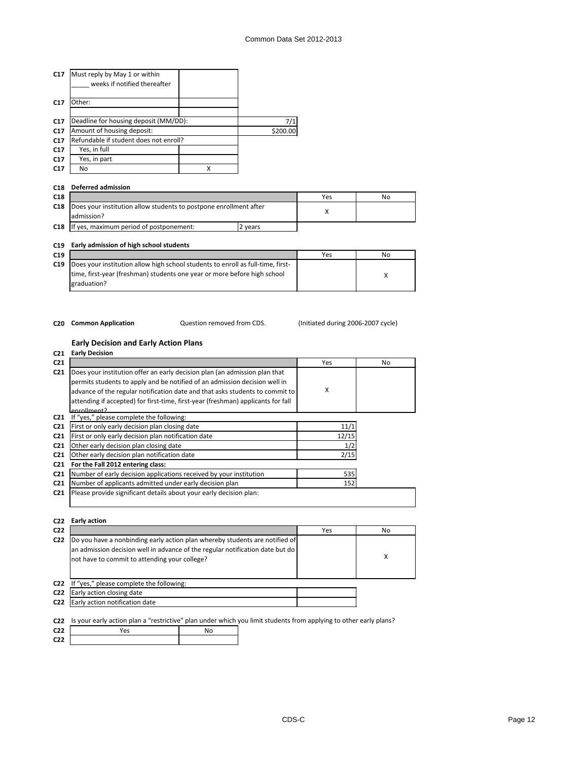| | | | |
|---|---|---|---|
| C17 | Must reply by May 1 or within _____ weeks if notified thereafter | | |
| C17 | Other: | | |
| C17 | Deadline for housing deposit (MM/DD): | | 7/1 |
| C17 | Amount of housing deposit: | | $200.00 |
| C17 | Refundable if student does not enroll? | | |
| C17 | Yes, in full | | |
| C17 | Yes, in part | | |
| C17 | No | X | |

**C18 Deferred admission**

| | | Yes | No |
|---|---|---|---|
| C18 | Does your institution allow students to postpone enrollment after admission? | X | |
| C18 | If yes, maximum period of postponement: 2 years | | |

**C19 Early admission of high school students**

| | | Yes | No |
|---|---|---|---|
| C19 | Does your institution allow high school students to enroll as full-time, first-time, first-year (freshman) students one year or more before high school graduation? | | X |

**C20 Common Application** Question removed from CDS. (Initiated during 2006-2007 cycle)

### Early Decision and Early Action Plans

**C21 Early Decision**

| | | Yes | No |
|---|---|---|---|
| C21 | Does your institution offer an early decision plan (an admission plan that permits students to apply and be notified of an admission decision well in advance of the regular notification date and that asks students to commit to attending if accepted) for first-time, first-year (freshman) applicants for fall enrollment? | X | |
| C21 | If "yes," please complete the following: | | |
| C21 | First or only early decision plan closing date | 11/1 | |
| C21 | First or only early decision plan notification date | 12/15 | |
| C21 | Other early decision plan closing date | 1/2 | |
| C21 | Other early decision plan notification date | 2/15 | |
| C21 | **For the Fall 2012 entering class:** | | |
| C21 | Number of early decision applications received by your institution | 535 | |
| C21 | Number of applicants admitted under early decision plan | 152 | |
| C21 | Please provide significant details about your early decision plan: | | |

**C22 Early action**

| | | Yes | No |
|---|---|---|---|
| C22 | Do you have a nonbinding early action plan whereby students are notified of an admission decision well in advance of the regular notification date but do not have to commit to attending your college? | | X |
| C22 | If "yes," please complete the following: | | |
| C22 | Early action closing date | | |
| C22 | Early action notification date | | |

C22 Is your early action plan a "restrictive" plan under which you limit students from applying to other early plans?

| | Yes | No |
|---|---|---|
| C22 | | |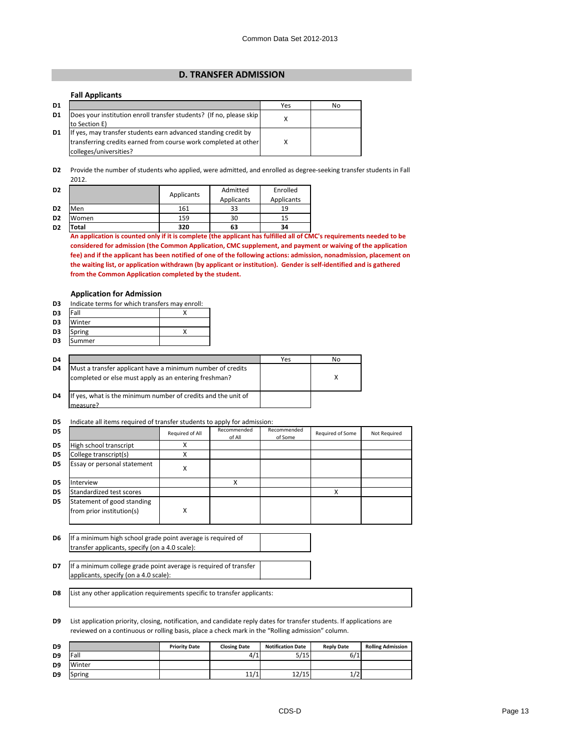## D. TRANSFER ADMISSION

### Fall Applicants

| D1 | | Yes | No |
|---|---|---|---|
| D1 | Does your institution enroll transfer students? (If no, please skip to Section E) | X | |
| D1 | If yes, may transfer students earn advanced standing credit by transferring credits earned from course work completed at other colleges/universities? | X | |

D2 Provide the number of students who applied, were admitted, and enrolled as degree-seeking transfer students in Fall 2012.

| D2 | | Applicants | Admitted Applicants | Enrolled Applicants |
|---|---|---|---|---|
| D2 | Men | 161 | 33 | 19 |
| D2 | Women | 159 | 30 | 15 |
| D2 | **Total** | **320** | **63** | **34** |

**An application is counted only if it is complete (the applicant has fulfilled all of CMC's requirements needed to be considered for admission (the Common Application, CMC supplement, and payment or waiving of the application fee) and if the applicant has been notified of one of the following actions: admission, nonadmission, placement on the waiting list, or application withdrawn (by applicant or institution). Gender is self-identified and is gathered from the Common Application completed by the student.**

### Application for Admission

D3 Indicate terms for which transfers may enroll:

| D3 | | |
|---|---|---|
| D3 | Fall | X |
| D3 | Winter | |
| D3 | Spring | X |
| D3 | Summer | |

| D4 | | Yes | No |
|---|---|---|---|
| D4 | Must a transfer applicant have a minimum number of credits completed or else must apply as an entering freshman? | | X |
| D4 | If yes, what is the minimum number of credits and the unit of measure? | | |

D5 Indicate all items required of transfer students to apply for admission:

| D5 | | Required of All | Recommended of All | Recommended of Some | Required of Some | Not Required |
|---|---|---|---|---|---|---|
| D5 | High school transcript | X | | | | |
| D5 | College transcript(s) | X | | | | |
| D5 | Essay or personal statement | X | | | | |
| D5 | Interview | | X | | | |
| D5 | Standardized test scores | | | | X | |
| D5 | Statement of good standing from prior institution(s) | X | | | | |

| | | |
|---|---|---|
| D6 | If a minimum high school grade point average is required of transfer applicants, specify (on a 4.0 scale): | |
| D7 | If a minimum college grade point average is required of transfer applicants, specify (on a 4.0 scale): | |
| D8 | List any other application requirements specific to transfer applicants: | |

D9 List application priority, closing, notification, and candidate reply dates for transfer students. If applications are reviewed on a continuous or rolling basis, place a check mark in the "Rolling admission" column.

| D9 | | Priority Date | Closing Date | Notification Date | Reply Date | Rolling Admission |
|---|---|---|---|---|---|---|
| D9 | Fall | | 4/1 | 5/15 | 6/1 | |
| D9 | Winter | | | | | |
| D9 | Spring | | 11/1 | 12/15 | 1/2 | |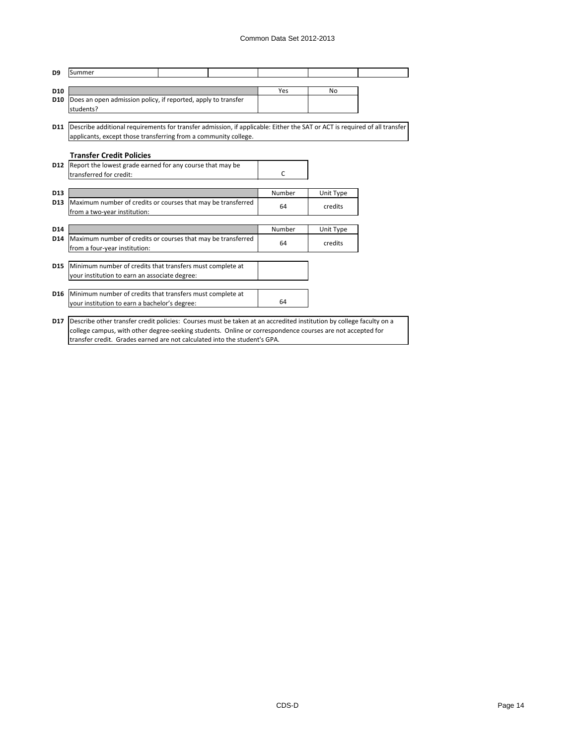| | | | | | | |
|---|---|---|---|---|---|---|
| D9 | Summer | | | | | |

| | | Yes | No |
|---|---|---|---|
| D10 | Does an open admission policy, if reported, apply to transfer students? | | |

**D11** Describe additional requirements for transfer admission, if applicable: Either the SAT or ACT is required of all transfer applicants, except those transferring from a community college.

### Transfer Credit Policies

| | | |
|---|---|---|
| D12 | Report the lowest grade earned for any course that may be transferred for credit: | C |

| | | Number | Unit Type |
|---|---|---|---|
| D13 | Maximum number of credits or courses that may be transferred from a two-year institution: | 64 | credits |

| | | Number | Unit Type |
|---|---|---|---|
| D14 | Maximum number of credits or courses that may be transferred from a four-year institution: | 64 | credits |

| | | |
|---|---|---|
| D15 | Minimum number of credits that transfers must complete at your institution to earn an associate degree: | |

| | | |
|---|---|---|
| D16 | Minimum number of credits that transfers must complete at your institution to earn a bachelor's degree: | 64 |

**D17** Describe other transfer credit policies: Courses must be taken at an accredited institution by college faculty on a college campus, with other degree-seeking students. Online or correspondence courses are not accepted for transfer credit. Grades earned are not calculated into the student's GPA.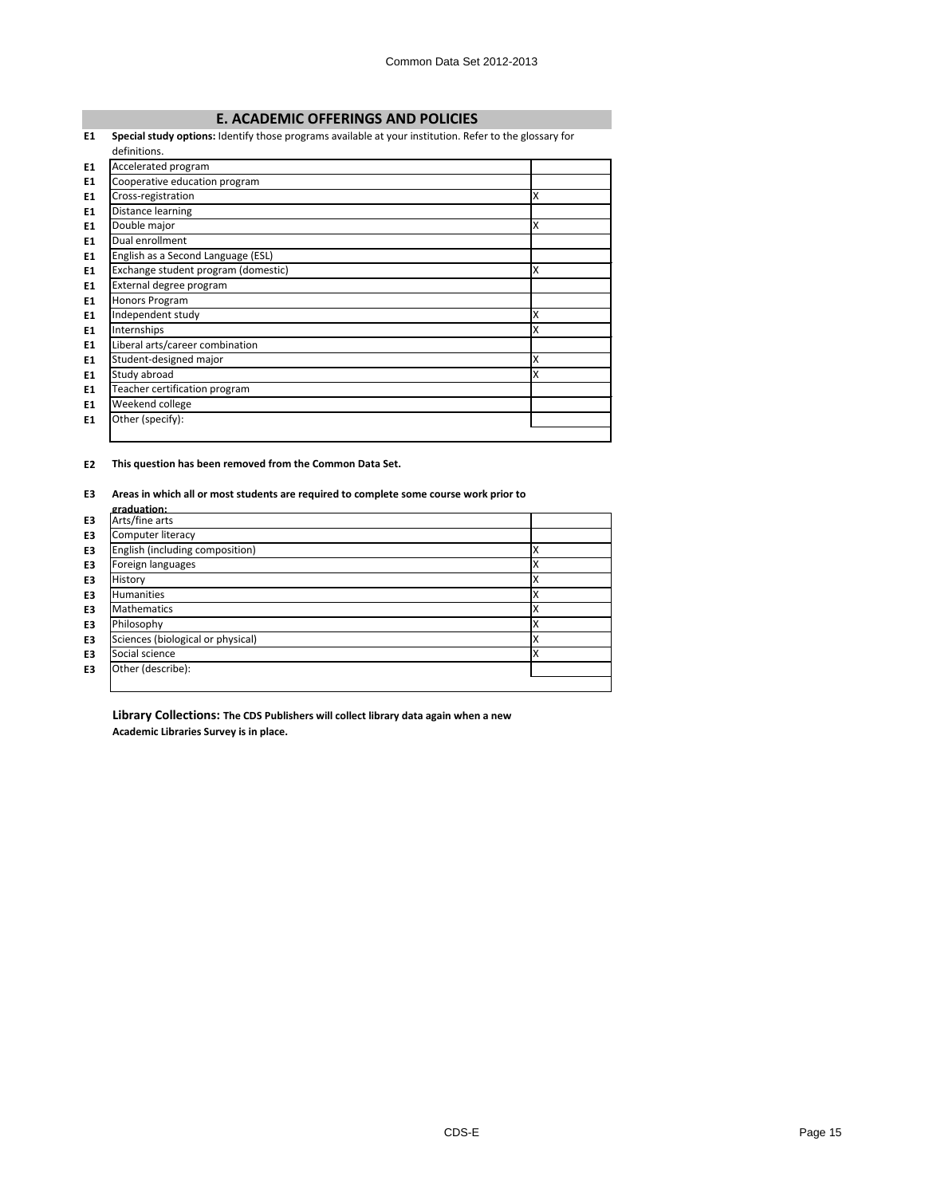## E. ACADEMIC OFFERINGS AND POLICIES

**E1** **Special study options:** Identify those programs available at your institution. Refer to the glossary for definitions.

| | | |
|---|---|---|
| E1 | Accelerated program | |
| E1 | Cooperative education program | |
| E1 | Cross-registration | X |
| E1 | Distance learning | |
| E1 | Double major | X |
| E1 | Dual enrollment | |
| E1 | English as a Second Language (ESL) | |
| E1 | Exchange student program (domestic) | X |
| E1 | External degree program | |
| E1 | Honors Program | |
| E1 | Independent study | X |
| E1 | Internships | X |
| E1 | Liberal arts/career combination | |
| E1 | Student-designed major | X |
| E1 | Study abroad | X |
| E1 | Teacher certification program | |
| E1 | Weekend college | |
| E1 | Other (specify): | |

**E2** **This question has been removed from the Common Data Set.**

**E3** **Areas in which all or most students are required to complete some course work prior to graduation:**

| | | |
|---|---|---|
| E3 | Arts/fine arts | |
| E3 | Computer literacy | |
| E3 | English (including composition) | X |
| E3 | Foreign languages | X |
| E3 | History | X |
| E3 | Humanities | X |
| E3 | Mathematics | X |
| E3 | Philosophy | X |
| E3 | Sciences (biological or physical) | X |
| E3 | Social science | X |
| E3 | Other (describe): | |

**Library Collections: The CDS Publishers will collect library data again when a new Academic Libraries Survey is in place.**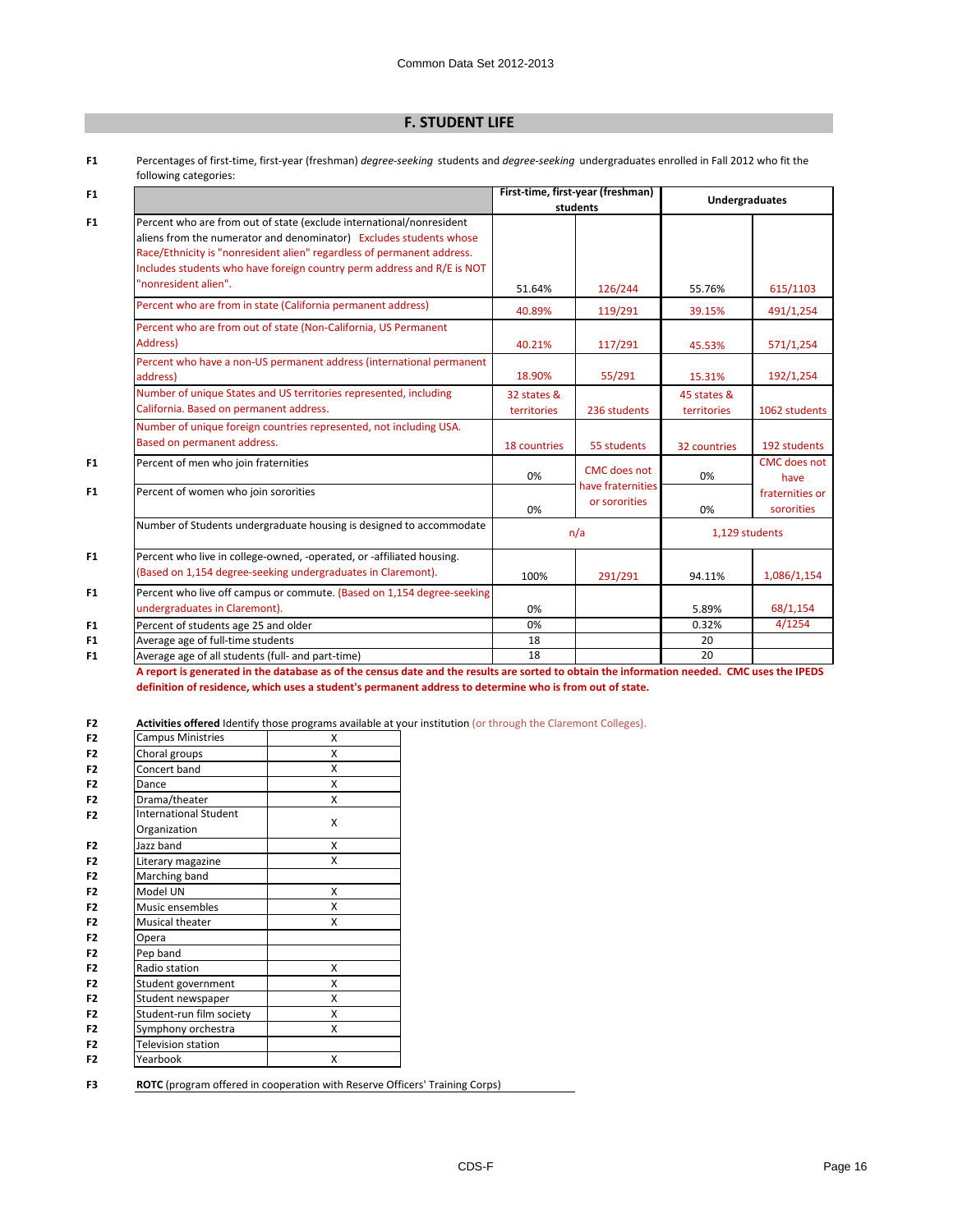Common Data Set 2012-2013

## F. STUDENT LIFE

**F1** Percentages of first-time, first-year (freshman) *degree-seeking* students and *degree-seeking* undergraduates enrolled in Fall 2012 who fit the following categories:

| | | First-time, first-year (freshman) students | | Undergraduates | |
|---|---|---|---|---|---|
| F1 | Percent who are from out of state (exclude international/nonresident aliens from the numerator and denominator) Excludes students whose Race/Ethnicity is "nonresident alien" regardless of permanent address. Includes students who have foreign country perm address and R/E is NOT "nonresident alien". | 51.64% | 126/244 | 55.76% | 615/1103 |
| | Percent who are from in state (California permanent address) | 40.89% | 119/291 | 39.15% | 491/1,254 |
| | Percent who are from out of state (Non-California, US Permanent Address) | 40.21% | 117/291 | 45.53% | 571/1,254 |
| | Percent who have a non-US permanent address (international permanent address) | 18.90% | 55/291 | 15.31% | 192/1,254 |
| | Number of unique States and US territories represented, including California. Based on permanent address. | 32 states & territories | 236 students | 45 states & territories | 1062 students |
| | Number of unique foreign countries represented, not including USA. Based on permanent address. | 18 countries | 55 students | 32 countries | 192 students |
| F1 | Percent of men who join fraternities | 0% | CMC does not have fraternities or sororities | 0% | CMC does not have fraternities or sororities |
| F1 | Percent of women who join sororities | 0% | | 0% | |
| | Number of Students undergraduate housing is designed to accommodate | n/a | | 1,129 students | |
| F1 | Percent who live in college-owned, -operated, or -affiliated housing. (Based on 1,154 degree-seeking undergraduates in Claremont). | 100% | 291/291 | 94.11% | 1,086/1,154 |
| F1 | Percent who live off campus or commute. (Based on 1,154 degree-seeking undergraduates in Claremont). | 0% | | 5.89% | 68/1,154 |
| F1 | Percent of students age 25 and older | 0% | | 0.32% | 4/1254 |
| F1 | Average age of full-time students | 18 | | 20 | |
| F1 | Average age of all students (full- and part-time) | 18 | | 20 | |

**A report is generated in the database as of the census date and the results are sorted to obtain the information needed. CMC uses the IPEDS definition of residence, which uses a student's permanent address to determine who is from out of state.**

**F2** **Activities offered** Identify those programs available at your institution (or through the Claremont Colleges).

| | | |
|---|---|---|
| F2 | Campus Ministries | X |
| F2 | Choral groups | X |
| F2 | Concert band | X |
| F2 | Dance | X |
| F2 | Drama/theater | X |
| F2 | International Student Organization | X |
| F2 | Jazz band | X |
| F2 | Literary magazine | X |
| F2 | Marching band | |
| F2 | Model UN | X |
| F2 | Music ensembles | X |
| F2 | Musical theater | X |
| F2 | Opera | |
| F2 | Pep band | |
| F2 | Radio station | X |
| F2 | Student government | X |
| F2 | Student newspaper | X |
| F2 | Student-run film society | X |
| F2 | Symphony orchestra | X |
| F2 | Television station | |
| F2 | Yearbook | X |

**F3** **ROTC** (program offered in cooperation with Reserve Officers' Training Corps)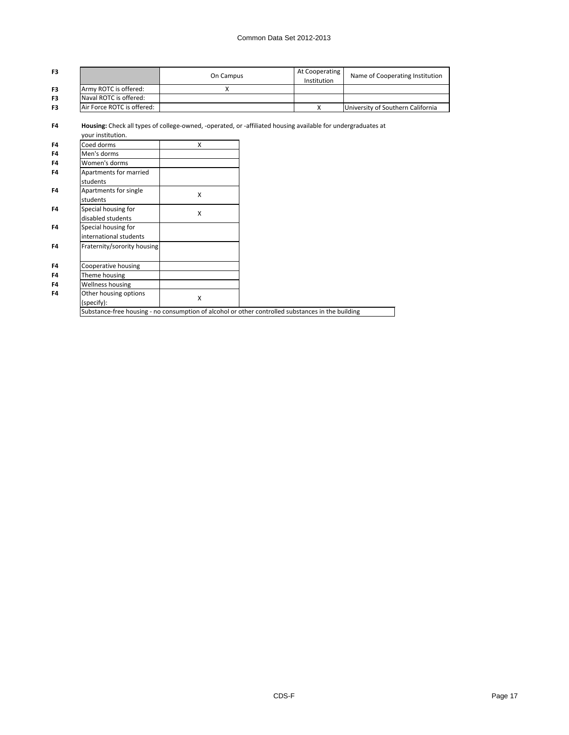| F3 | | On Campus | At Cooperating Institution | Name of Cooperating Institution |
|---|---|---|---|---|
| F3 | Army ROTC is offered: | X | | |
| F3 | Naval ROTC is offered: | | | |
| F3 | Air Force ROTC is offered: | | X | University of Southern California |

**F4** **Housing:** Check all types of college-owned, -operated, or -affiliated housing available for undergraduates at your institution.

| | | |
|---|---|---|
| F4 | Coed dorms | X |
| F4 | Men's dorms | |
| F4 | Women's dorms | |
| F4 | Apartments for married students | |
| F4 | Apartments for single students | X |
| F4 | Special housing for disabled students | X |
| F4 | Special housing for international students | |
| F4 | Fraternity/sorority housing | |
| F4 | Cooperative housing | |
| F4 | Theme housing | |
| F4 | Wellness housing | |
| F4 | Other housing options (specify): | X |

Substance-free housing - no consumption of alcohol or other controlled substances in the building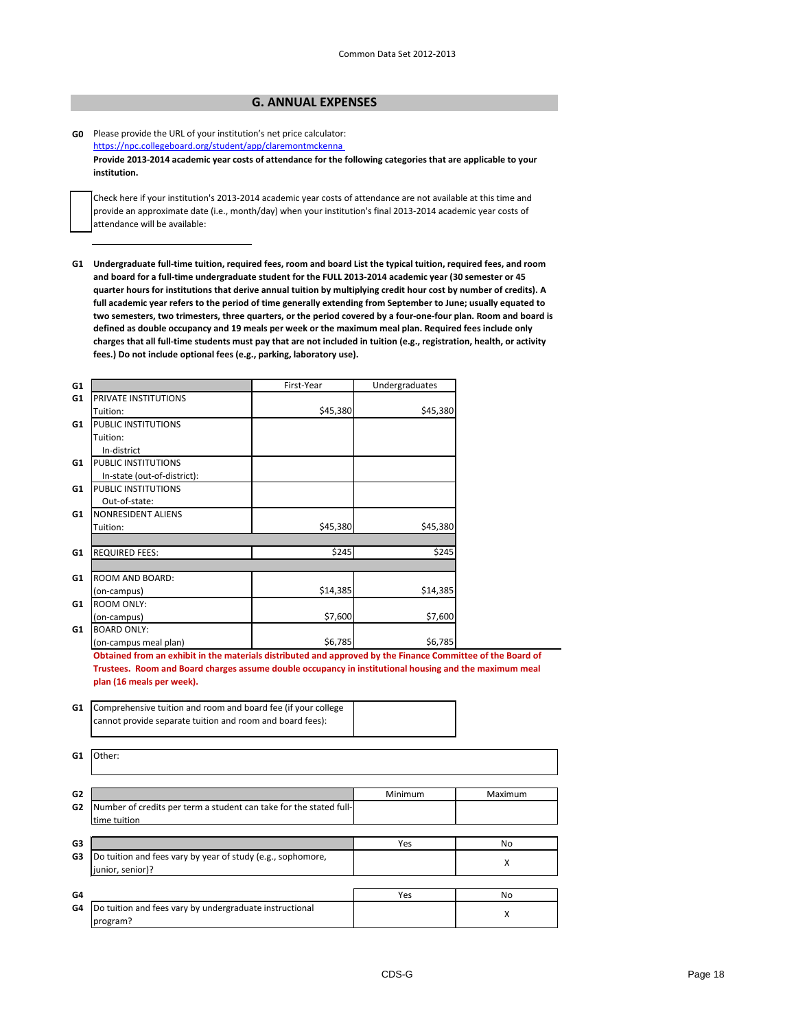## G. ANNUAL EXPENSES

**G0** Please provide the URL of your institution's net price calculator:
https://npc.collegeboard.org/student/app/claremontmckenna

**Provide 2013-2014 academic year costs of attendance for the following categories that are applicable to your institution.**

☐ Check here if your institution's 2013-2014 academic year costs of attendance are not available at this time and provide an approximate date (i.e., month/day) when your institution's final 2013-2014 academic year costs of attendance will be available:

**G1** **Undergraduate full-time tuition, required fees, room and board List the typical tuition, required fees, and room and board for a full-time undergraduate student for the FULL 2013-2014 academic year (30 semester or 45 quarter hours for institutions that derive annual tuition by multiplying credit hour cost by number of credits). A full academic year refers to the period of time generally extending from September to June; usually equated to two semesters, two trimesters, three quarters, or the period covered by a four-one-four plan. Room and board is defined as double occupancy and 19 meals per week or the maximum meal plan. Required fees include only charges that all full-time students must pay that are not included in tuition (e.g., registration, health, or activity fees.) Do not include optional fees (e.g., parking, laboratory use).**

| | | First-Year | Undergraduates |
|---|---|---|---|
| G1 | PRIVATE INSTITUTIONS Tuition: | $45,380 | $45,380 |
| G1 | PUBLIC INSTITUTIONS Tuition: In-district | | |
| G1 | PUBLIC INSTITUTIONS In-state (out-of-district): | | |
| G1 | PUBLIC INSTITUTIONS Out-of-state: | | |
| G1 | NONRESIDENT ALIENS Tuition: | $45,380 | $45,380 |
| G1 | REQUIRED FEES: | $245 | $245 |
| G1 | ROOM AND BOARD: (on-campus) | $14,385 | $14,385 |
| G1 | ROOM ONLY: (on-campus) | $7,600 | $7,600 |
| G1 | BOARD ONLY: (on-campus meal plan) | $6,785 | $6,785 |

**Obtained from an exhibit in the materials distributed and approved by the Finance Committee of the Board of Trustees. Room and Board charges assume double occupancy in institutional housing and the maximum meal plan (16 meals per week).**

| | | |
|---|---|---|
| G1 | Comprehensive tuition and room and board fee (if your college cannot provide separate tuition and room and board fees): | |

| | |
|---|---|
| G1 | Other: |

| | | Minimum | Maximum |
|---|---|---|---|
| G2 | Number of credits per term a student can take for the stated full-time tuition | | |

| | | Yes | No |
|---|---|---|---|
| G3 | Do tuition and fees vary by year of study (e.g., sophomore, junior, senior)? | | X |

| | | Yes | No |
|---|---|---|---|
| G4 | Do tuition and fees vary by undergraduate instructional program? | | X |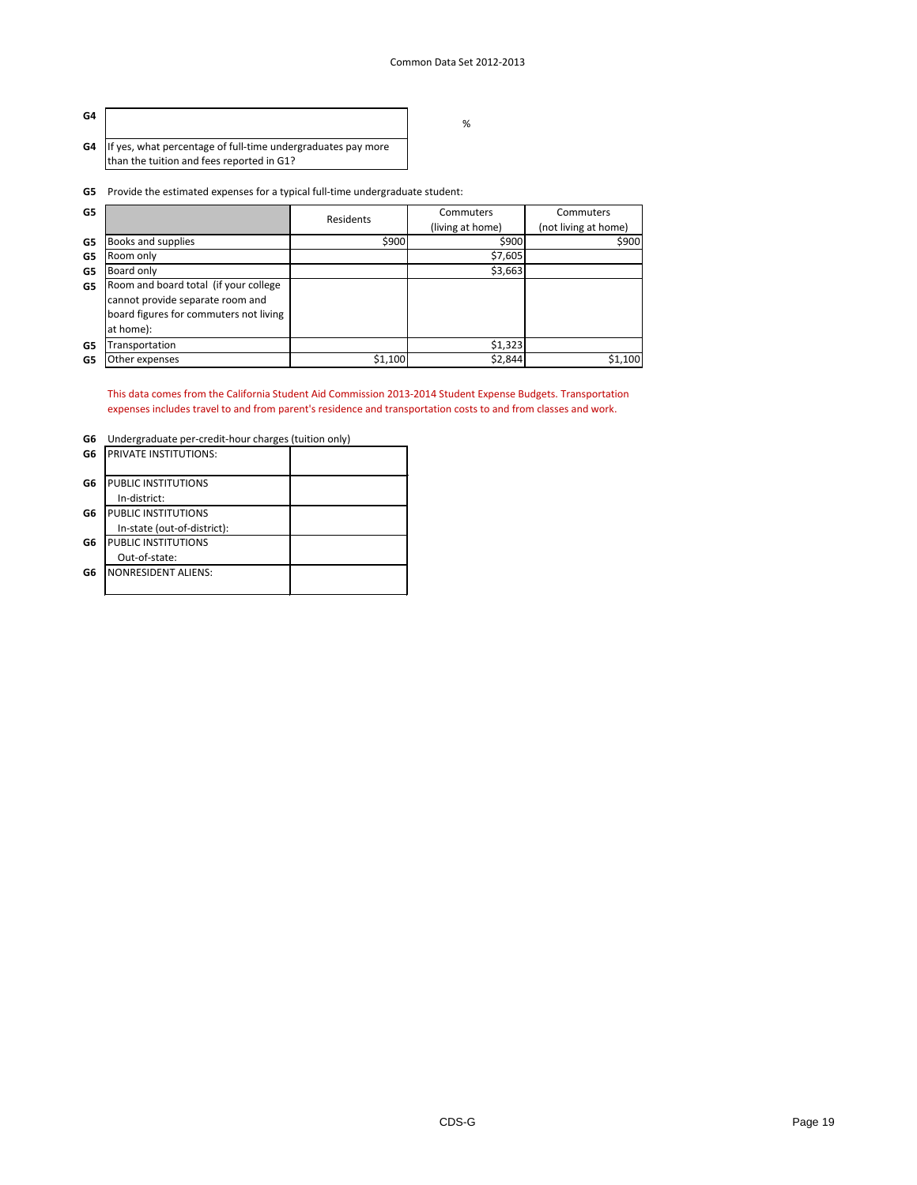| | | |
|---|---|---|
| G4 | | % |
| G4 | If yes, what percentage of full-time undergraduates pay more than the tuition and fees reported in G1? | |

G5 Provide the estimated expenses for a typical full-time undergraduate student:

| | | Residents | Commuters (living at home) | Commuters (not living at home) |
|---|---|---|---|---|
| G5 | Books and supplies | $900 | $900 | $900 |
| G5 | Room only | | $7,605 | |
| G5 | Board only | | $3,663 | |
| G5 | Room and board total (if your college cannot provide separate room and board figures for commuters not living at home): | | | |
| G5 | Transportation | | $1,323 | |
| G5 | Other expenses | $1,100 | $2,844 | $1,100 |

This data comes from the California Student Aid Commission 2013-2014 Student Expense Budgets. Transportation expenses includes travel to and from parent's residence and transportation costs to and from classes and work.

G6 Undergraduate per-credit-hour charges (tuition only)

| | | |
|---|---|---|
| G6 | PRIVATE INSTITUTIONS: | |
| G6 | PUBLIC INSTITUTIONS In-district: | |
| G6 | PUBLIC INSTITUTIONS In-state (out-of-district): | |
| G6 | PUBLIC INSTITUTIONS Out-of-state: | |
| G6 | NONRESIDENT ALIENS: | |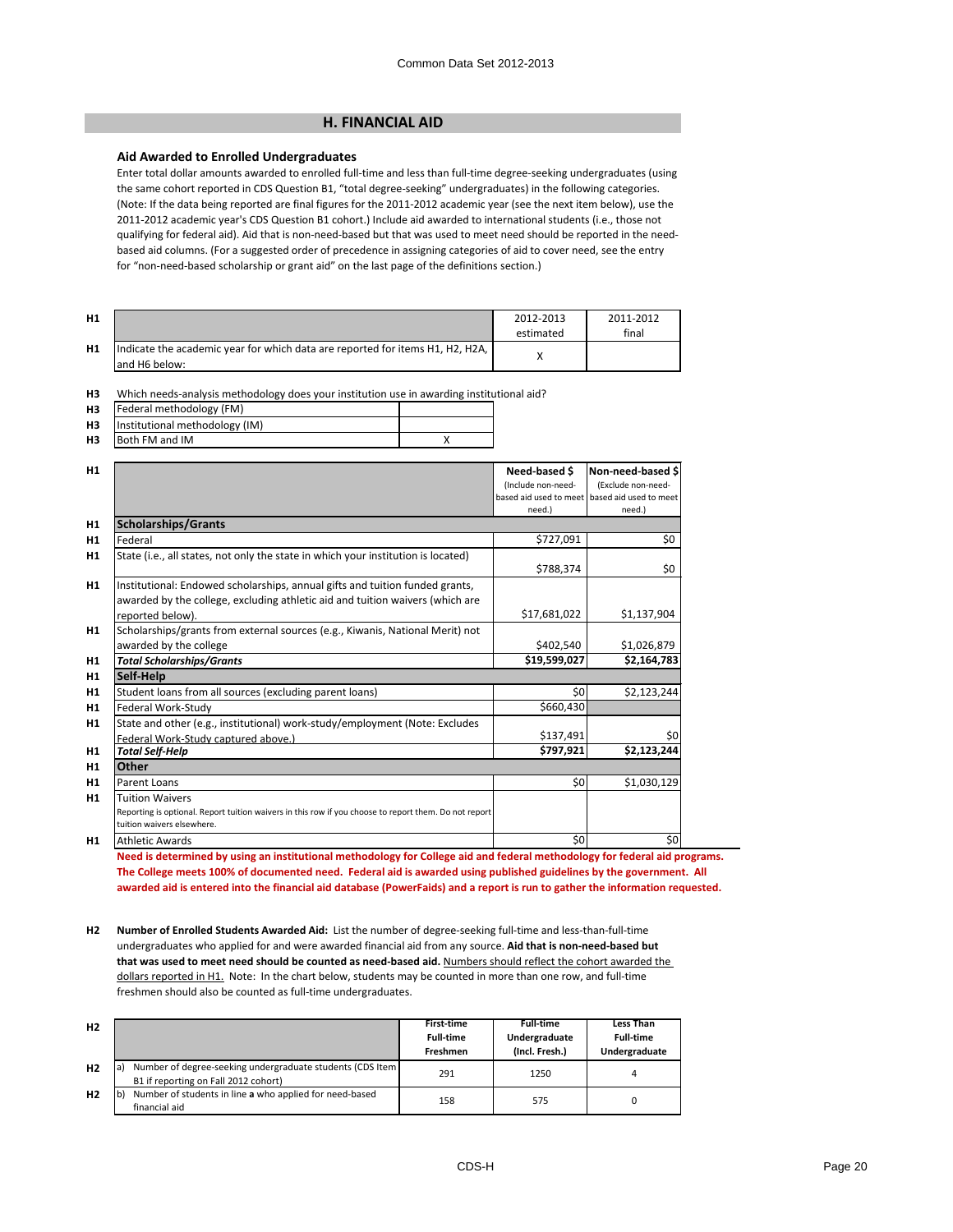Common Data Set 2012-2013

## H. FINANCIAL AID

### Aid Awarded to Enrolled Undergraduates

Enter total dollar amounts awarded to enrolled full-time and less than full-time degree-seeking undergraduates (using the same cohort reported in CDS Question B1, "total degree-seeking" undergraduates) in the following categories. (Note: If the data being reported are final figures for the 2011-2012 academic year (see the next item below), use the 2011-2012 academic year's CDS Question B1 cohort.) Include aid awarded to international students (i.e., those not qualifying for federal aid). Aid that is non-need-based but that was used to meet need should be reported in the need-based aid columns. (For a suggested order of precedence in assigning categories of aid to cover need, see the entry for "non-need-based scholarship or grant aid" on the last page of the definitions section.)

| | | 2012-2013 estimated | 2011-2012 final |
|---|---|---|---|
| H1 | Indicate the academic year for which data are reported for items H1, H2, H2A, and H6 below: | X | |

H3 Which needs-analysis methodology does your institution use in awarding institutional aid?

| | | |
|---|---|---|
| H3 | Federal methodology (FM) | |
| H3 | Institutional methodology (IM) | |
| H3 | Both FM and IM | X |

| | | Need-based $ (Include non-need-based aid used to meet need.) | Non-need-based $ (Exclude non-need-based aid used to meet need.) |
|---|---|---|---|
| H1 | **Scholarships/Grants** | | |
| H1 | Federal | $727,091 | $0 |
| H1 | State (i.e., all states, not only the state in which your institution is located) | $788,374 | $0 |
| H1 | Institutional: Endowed scholarships, annual gifts and tuition funded grants, awarded by the college, excluding athletic aid and tuition waivers (which are reported below). | $17,681,022 | $1,137,904 |
| H1 | Scholarships/grants from external sources (e.g., Kiwanis, National Merit) not awarded by the college | $402,540 | $1,026,879 |
| H1 | ***Total Scholarships/Grants*** | **$19,599,027** | **$2,164,783** |
| H1 | **Self-Help** | | |
| H1 | Student loans from all sources (excluding parent loans) | $0 | $2,123,244 |
| H1 | Federal Work-Study | $660,430 | |
| H1 | State and other (e.g., institutional) work-study/employment (Note: Excludes Federal Work-Study captured above.) | $137,491 | $0 |
| H1 | ***Total Self-Help*** | **$797,921** | **$2,123,244** |
| H1 | **Other** | | |
| H1 | Parent Loans | $0 | $1,030,129 |
| H1 | Tuition Waivers<br>Reporting is optional. Report tuition waivers in this row if you choose to report them. Do not report tuition waivers elsewhere. | | |
| H1 | Athletic Awards | $0 | $0 |

**Need is determined by using an institutional methodology for College aid and federal methodology for federal aid programs. The College meets 100% of documented need. Federal aid is awarded using published guidelines by the government. All awarded aid is entered into the financial aid database (PowerFaids) and a report is run to gather the information requested.**

**H2** **Number of Enrolled Students Awarded Aid:** List the number of degree-seeking full-time and less-than-full-time undergraduates who applied for and were awarded financial aid from any source. **Aid that is non-need-based but that was used to meet need should be counted as need-based aid.** Numbers should reflect the cohort awarded the dollars reported in H1. Note: In the chart below, students may be counted in more than one row, and full-time freshmen should also be counted as full-time undergraduates.

| | | First-time Full-time Freshmen | Full-time Undergraduate (Incl. Fresh.) | Less Than Full-time Undergraduate |
|---|---|---|---|---|
| H2 | a) Number of degree-seeking undergraduate students (CDS Item B1 if reporting on Fall 2012 cohort) | 291 | 1250 | 4 |
| H2 | b) Number of students in line **a** who applied for need-based financial aid | 158 | 575 | 0 |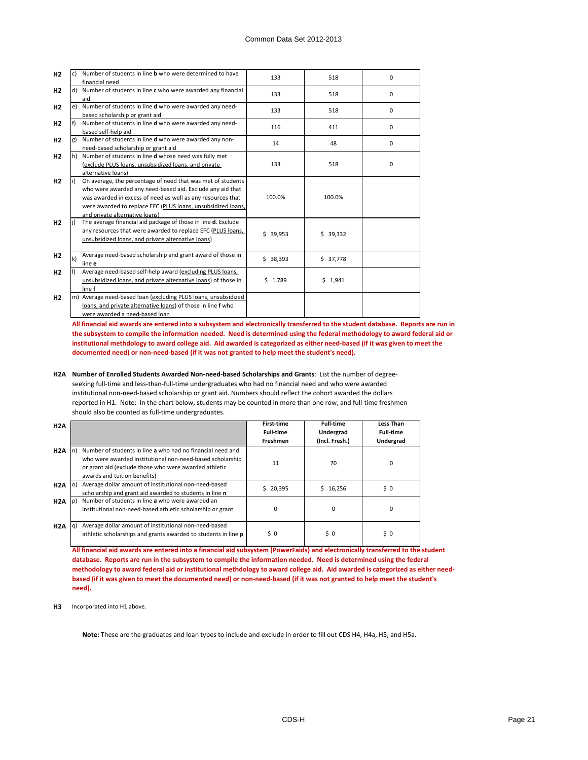| | | | | |
|---|---|---|---|---|
| H2 | c) Number of students in line **b** who were determined to have financial need | 133 | 518 | 0 |
| H2 | d) Number of students in line **c** who were awarded any financial aid | 133 | 518 | 0 |
| H2 | e) Number of students in line **d** who were awarded any need-based scholarship or grant aid | 133 | 518 | 0 |
| H2 | f) Number of students in line **d** who were awarded any need-based self-help aid | 116 | 411 | 0 |
| H2 | g) Number of students in line **d** who were awarded any non-need-based scholarship or grant aid | 14 | 48 | 0 |
| H2 | h) Number of students in line **d** whose need was fully met (exclude PLUS loans, unsubsidized loans, and private alternative loans) | 133 | 518 | 0 |
| H2 | i) On average, the percentage of need that was met of students who were awarded any need-based aid. Exclude any aid that was awarded in excess of need as well as any resources that were awarded to replace EFC (PLUS loans, unsubsidized loans, and private alternative loans) | 100.0% | 100.0% | |
| H2 | j) The average financial aid package of those in line **d**. Exclude any resources that were awarded to replace EFC (PLUS loans, unsubsidized loans, and private alternative loans) | $ 39,953 | $ 39,332 | |
| H2 | k) Average need-based scholarship and grant award of those in line **e** | $ 38,393 | $ 37,778 | |
| H2 | l) Average need-based self-help award (excluding PLUS loans, unsubsidized loans, and private alternative loans) of those in line **f** | $ 1,789 | $ 1,941 | |
| H2 | m) Average need-based loan (excluding PLUS loans, unsubsidized loans, and private alternative loans) of those in line **f** who were awarded a need-based loan | | | |

**All financial aid awards are entered into a subsystem and electronically transferred to the student database. Reports are run in the subsystem to compile the information needed. Need is determined using the federal methodology to award federal aid or institutional methdology to award college aid. Aid awarded is categorized as either need-based (if it was given to meet the documented need) or non-need-based (if it was not granted to help meet the student's need).**

**H2A Number of Enrolled Students Awarded Non-need-based Scholarships and Grants**: List the number of degree-seeking full-time and less-than-full-time undergraduates who had no financial need and who were awarded institutional non-need-based scholarship or grant aid. Numbers should reflect the cohort awarded the dollars reported in H1. Note: In the chart below, students may be counted in more than one row, and full-time freshmen should also be counted as full-time undergraduates.

| H2A | | First-time Full-time Freshmen | Full-time Undergrad (Incl. Fresh.) | Less Than Full-time Undergrad |
|---|---|---|---|---|
| H2A | n) Number of students in line **a** who had no financial need and who were awarded institutional non-need-based scholarship or grant aid (exclude those who were awarded athletic awards and tuition benefits) | 11 | 70 | 0 |
| H2A | o) Average dollar amount of institutional non-need-based scholarship and grant aid awarded to students in line **n** | $ 20,395 | $ 16,256 | $ 0 |
| H2A | p) Number of students in line **a** who were awarded an institutional non-need-based athletic scholarship or grant | 0 | 0 | 0 |
| H2A | q) Average dollar amount of institutional non-need-based athletic scholarships and grants awarded to students in line **p** | $ 0 | $ 0 | $ 0 |

**All financial aid awards are entered into a financial aid subsystem (PowerFaids) and electronically transferred to the student database. Reports are run in the subsystem to compile the information needed. Need is determined using the federal methodology to award federal aid or institutional methdology to award college aid. Aid awarded is categorized as either need-based (if it was given to meet the documented need) or non-need-based (if it was not granted to help meet the student's need).**

**H3** Incorporated into H1 above.

**Note:** These are the graduates and loan types to include and exclude in order to fill out CDS H4, H4a, H5, and H5a.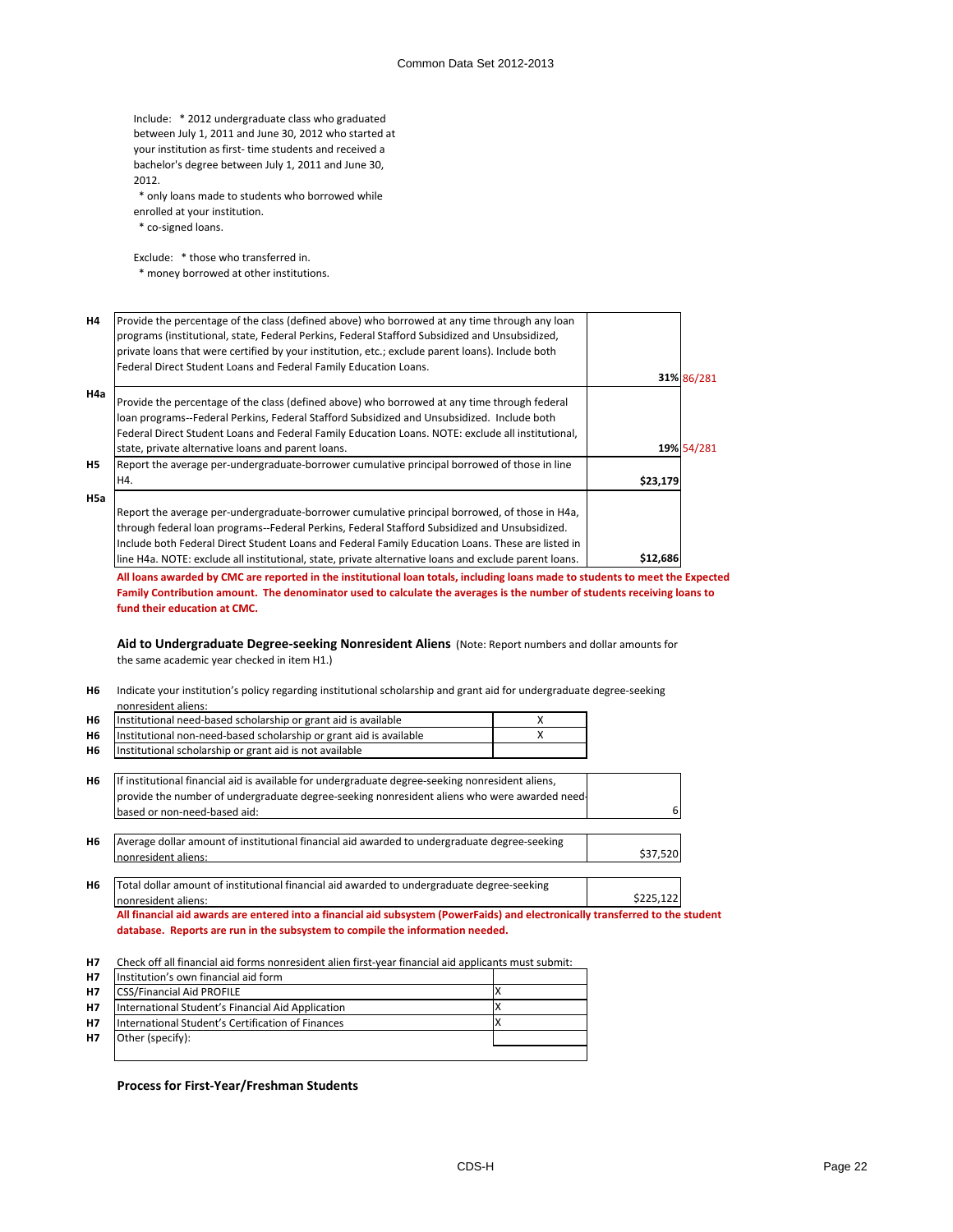Include: * 2012 undergraduate class who graduated between July 1, 2011 and June 30, 2012 who started at your institution as first- time students and received a bachelor's degree between July 1, 2011 and June 30, 2012.
 * only loans made to students who borrowed while enrolled at your institution.
 * co-signed loans.

Exclude: * those who transferred in.
 * money borrowed at other institutions.

| | | | |
|---|---|---|---|
| H4 | Provide the percentage of the class (defined above) who borrowed at any time through any loan programs (institutional, state, Federal Perkins, Federal Stafford Subsidized and Unsubsidized, private loans that were certified by your institution, etc.; exclude parent loans). Include both Federal Direct Student Loans and Federal Family Education Loans. | **31%** | 86/281 |
| H4a | Provide the percentage of the class (defined above) who borrowed at any time through federal loan programs--Federal Perkins, Federal Stafford Subsidized and Unsubsidized. Include both Federal Direct Student Loans and Federal Family Education Loans. NOTE: exclude all institutional, state, private alternative loans and parent loans. | **19%** | 54/281 |
| H5 | Report the average per-undergraduate-borrower cumulative principal borrowed of those in line H4. | **$23,179** | |
| H5a | Report the average per-undergraduate-borrower cumulative principal borrowed, of those in H4a, through federal loan programs--Federal Perkins, Federal Stafford Subsidized and Unsubsidized. Include both Federal Direct Student Loans and Federal Family Education Loans. These are listed in line H4a. NOTE: exclude all institutional, state, private alternative loans and exclude parent loans. | **$12,686** | |

**All loans awarded by CMC are reported in the institutional loan totals, including loans made to students to meet the Expected Family Contribution amount. The denominator used to calculate the averages is the number of students receiving loans to fund their education at CMC.**

### Aid to Undergraduate Degree-seeking Nonresident Aliens

(Note: Report numbers and dollar amounts for the same academic year checked in item H1.)

H6 Indicate your institution's policy regarding institutional scholarship and grant aid for undergraduate degree-seeking nonresident aliens:

| | | |
|---|---|---|
| H6 | Institutional need-based scholarship or grant aid is available | X |
| H6 | Institutional non-need-based scholarship or grant aid is available | X |
| H6 | Institutional scholarship or grant aid is not available | |

| | | |
|---|---|---|
| H6 | If institutional financial aid is available for undergraduate degree-seeking nonresident aliens, provide the number of undergraduate degree-seeking nonresident aliens who were awarded need-based or non-need-based aid: | 6 |
| H6 | Average dollar amount of institutional financial aid awarded to undergraduate degree-seeking nonresident aliens: | $37,520 |
| H6 | Total dollar amount of institutional financial aid awarded to undergraduate degree-seeking nonresident aliens: | $225,122 |

**All financial aid awards are entered into a financial aid subsystem (PowerFaids) and electronically transferred to the student database. Reports are run in the subsystem to compile the information needed.**

H7 Check off all financial aid forms nonresident alien first-year financial aid applicants must submit:

| | | |
|---|---|---|
| H7 | Institution's own financial aid form | |
| H7 | CSS/Financial Aid PROFILE | X |
| H7 | International Student's Financial Aid Application | X |
| H7 | International Student's Certification of Finances | X |
| H7 | Other (specify): | |

### Process for First-Year/Freshman Students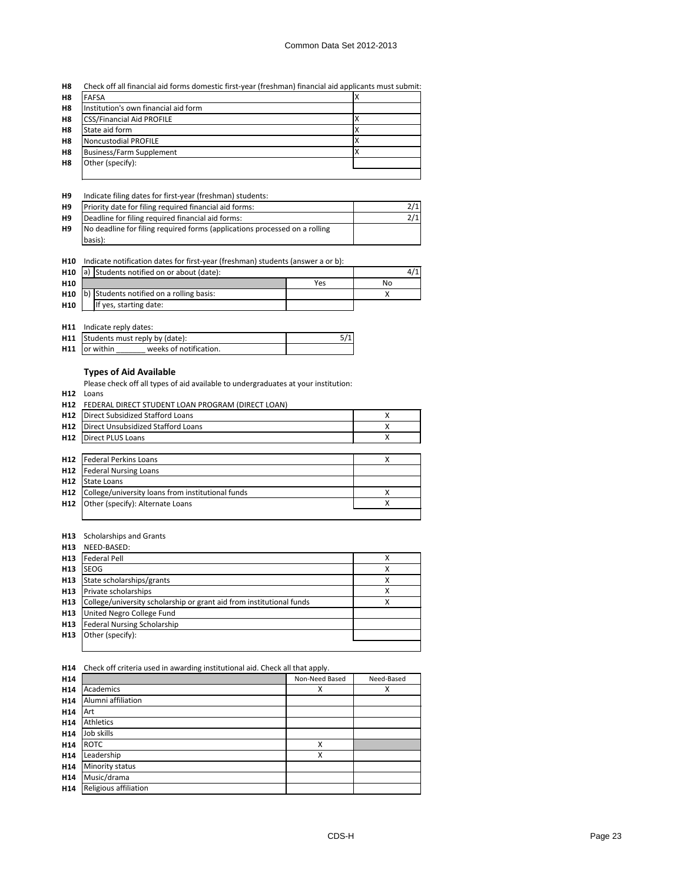| | | |
|---|---|---|
| H8 | Check off all financial aid forms domestic first-year (freshman) financial aid applicants must submit: | |
| H8 | FAFSA | X |
| H8 | Institution's own financial aid form | |
| H8 | CSS/Financial Aid PROFILE | X |
| H8 | State aid form | X |
| H8 | Noncustodial PROFILE | X |
| H8 | Business/Farm Supplement | X |
| H8 | Other (specify): | |

| | | |
|---|---|---|
| H9 | Indicate filing dates for first-year (freshman) students: | |
| H9 | Priority date for filing required financial aid forms: | 2/1 |
| H9 | Deadline for filing required financial aid forms: | 2/1 |
| H9 | No deadline for filing required forms (applications processed on a rolling basis): | |

| | | | |
|---|---|---|---|
| H10 | Indicate notification dates for first-year (freshman) students (answer a or b): | | |
| H10 | a) Students notified on or about (date): | | 4/1 |
| H10 | | Yes | No |
| H10 | b) Students notified on a rolling basis: | | X |
| H10 | If yes, starting date: | | |

| | | |
|---|---|---|
| H11 | Indicate reply dates: | |
| H11 | Students must reply by (date): | 5/1 |
| H11 | or within _______ weeks of notification. | |

### Types of Aid Available

Please check off all types of aid available to undergraduates at your institution:

| | | |
|---|---|---|
| H12 | Loans | |
| H12 | FEDERAL DIRECT STUDENT LOAN PROGRAM (DIRECT LOAN) | |
| H12 | Direct Subsidized Stafford Loans | X |
| H12 | Direct Unsubsidized Stafford Loans | X |
| H12 | Direct PLUS Loans | X |
| H12 | Federal Perkins Loans | X |
| H12 | Federal Nursing Loans | |
| H12 | State Loans | |
| H12 | College/university loans from institutional funds | X |
| H12 | Other (specify): Alternate Loans | X |

| | | |
|---|---|---|
| H13 | Scholarships and Grants | |
| H13 | NEED-BASED: | |
| H13 | Federal Pell | X |
| H13 | SEOG | X |
| H13 | State scholarships/grants | X |
| H13 | Private scholarships | X |
| H13 | College/university scholarship or grant aid from institutional funds | X |
| H13 | United Negro College Fund | |
| H13 | Federal Nursing Scholarship | |
| H13 | Other (specify): | |

H14 Check off criteria used in awarding institutional aid. Check all that apply.

| | | Non-Need Based | Need-Based |
|---|---|---|---|
| H14 | Academics | X | X |
| H14 | Alumni affiliation | | |
| H14 | Art | | |
| H14 | Athletics | | |
| H14 | Job skills | | |
| H14 | ROTC | X | |
| H14 | Leadership | X | |
| H14 | Minority status | | |
| H14 | Music/drama | | |
| H14 | Religious affiliation | | |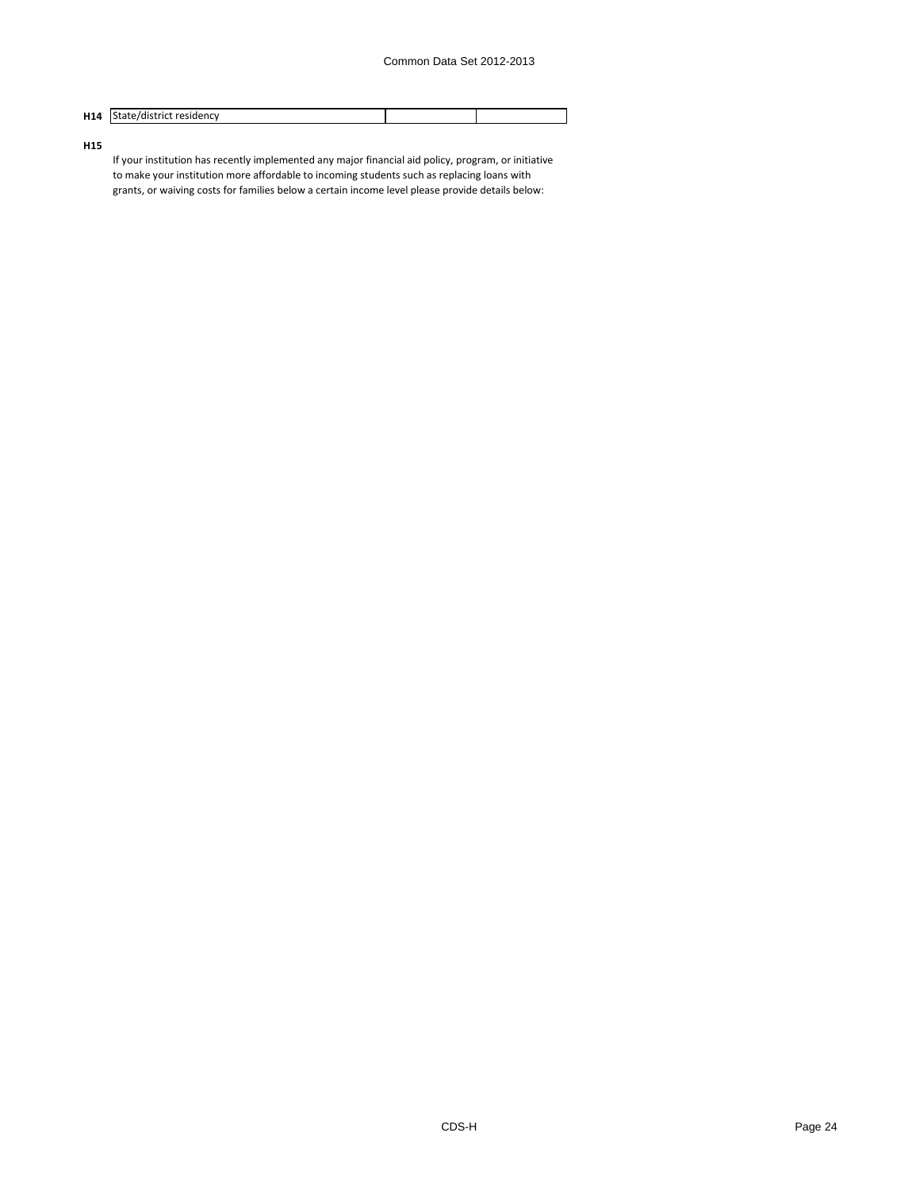| | | | |
|---|---|---|---|
| **H14** | State/district residency | | |

**H15**

If your institution has recently implemented any major financial aid policy, program, or initiative to make your institution more affordable to incoming students such as replacing loans with grants, or waiving costs for families below a certain income level please provide details below: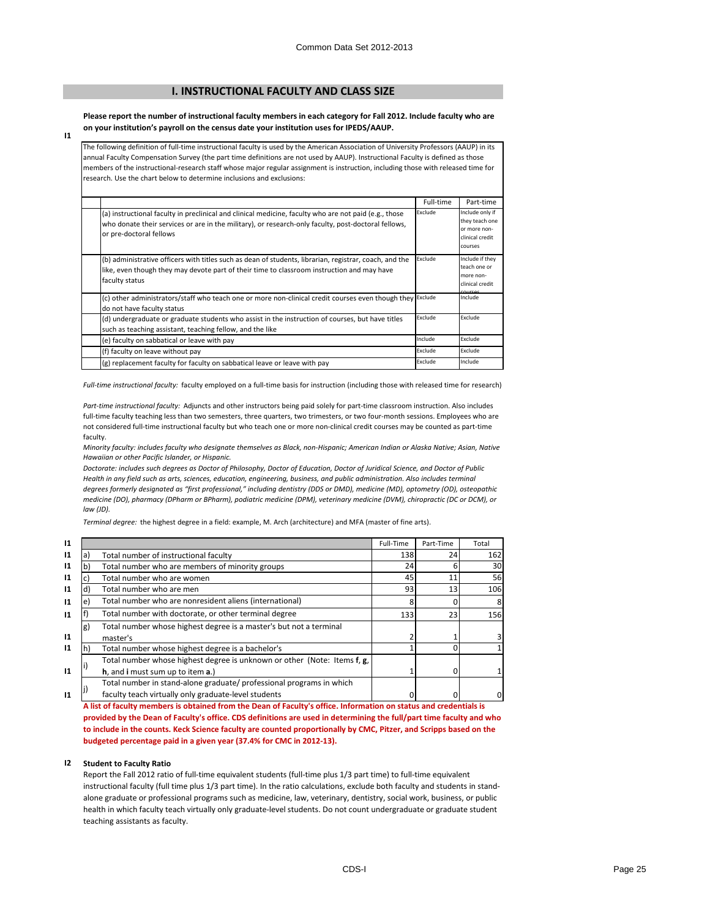## I. INSTRUCTIONAL FACULTY AND CLASS SIZE

**Please report the number of instructional faculty members in each category for Fall 2012. Include faculty who are on your institution's payroll on the census date your institution uses for IPEDS/AAUP.**

I1

The following definition of full-time instructional faculty is used by the American Association of University Professors (AAUP) in its annual Faculty Compensation Survey (the part time definitions are not used by AAUP). Instructional Faculty is defined as those members of the instructional-research staff whose major regular assignment is instruction, including those with released time for research. Use the chart below to determine inclusions and exclusions:

| | Full-time | Part-time |
|---|---|---|
| (a) instructional faculty in preclinical and clinical medicine, faculty who are not paid (e.g., those who donate their services or are in the military), or research-only faculty, post-doctoral fellows, or pre-doctoral fellows | Exclude | Include only if they teach one or more non-clinical credit courses |
| (b) administrative officers with titles such as dean of students, librarian, registrar, coach, and the like, even though they may devote part of their time to classroom instruction and may have faculty status | Exclude | Include if they teach one or more non-clinical credit courses |
| (c) other administrators/staff who teach one or more non-clinical credit courses even though they do not have faculty status | Exclude | Include |
| (d) undergraduate or graduate students who assist in the instruction of courses, but have titles such as teaching assistant, teaching fellow, and the like | Exclude | Exclude |
| (e) faculty on sabbatical or leave with pay | Include | Exclude |
| (f) faculty on leave without pay | Exclude | Exclude |
| (g) replacement faculty for faculty on sabbatical leave or leave with pay | Exclude | Include |

*Full-time instructional faculty:* faculty employed on a full-time basis for instruction (including those with released time for research)

*Part-time instructional faculty:* Adjuncts and other instructors being paid solely for part-time classroom instruction. Also includes full-time faculty teaching less than two semesters, three quarters, two trimesters, or two four-month sessions. Employees who are not considered full-time instructional faculty but who teach one or more non-clinical credit courses may be counted as part-time faculty.

*Minority faculty: includes faculty who designate themselves as Black, non-Hispanic; American Indian or Alaska Native; Asian, Native Hawaiian or other Pacific Islander, or Hispanic.*

*Doctorate: includes such degrees as Doctor of Philosophy, Doctor of Education, Doctor of Juridical Science, and Doctor of Public Health in any field such as arts, sciences, education, engineering, business, and public administration. Also includes terminal degrees formerly designated as "first professional," including dentistry (DDS or DMD), medicine (MD), optometry (OD), osteopathic medicine (DO), pharmacy (DPharm or BPharm), podiatric medicine (DPM), veterinary medicine (DVM), chiropractic (DC or DCM), or law (JD).*

*Terminal degree:* the highest degree in a field: example, M. Arch (architecture) and MFA (master of fine arts).

| | | | Full-Time | Part-Time | Total |
|---|---|---|---|---|---|
| I1 | a) | Total number of instructional faculty | 138 | 24 | 162 |
| I1 | b) | Total number who are members of minority groups | 24 | 6 | 30 |
| I1 | c) | Total number who are women | 45 | 11 | 56 |
| I1 | d) | Total number who are men | 93 | 13 | 106 |
| I1 | e) | Total number who are nonresident aliens (international) | 8 | 0 | 8 |
| I1 | f) | Total number with doctorate, or other terminal degree | 133 | 23 | 156 |
| I1 | g) | Total number whose highest degree is a master's but not a terminal master's | 2 | 1 | 3 |
| I1 | h) | Total number whose highest degree is a bachelor's | 1 | 0 | 1 |
| I1 | i) | Total number whose highest degree is unknown or other (Note: Items **f**, **g**, **h**, and **i** must sum up to item **a**.) | 1 | 0 | 1 |
| I1 | j) | Total number in stand-alone graduate/ professional programs in which faculty teach virtually only graduate-level students | 0 | 0 | 0 |

**A list of faculty members is obtained from the Dean of Faculty's office. Information on status and credentials is provided by the Dean of Faculty's office. CDS definitions are used in determining the full/part time faculty and who to include in the counts. Keck Science faculty are counted proportionally by CMC, Pitzer, and Scripps based on the budgeted percentage paid in a given year (37.4% for CMC in 2012-13).**

**I2 Student to Faculty Ratio**

Report the Fall 2012 ratio of full-time equivalent students (full-time plus 1/3 part time) to full-time equivalent instructional faculty (full time plus 1/3 part time). In the ratio calculations, exclude both faculty and students in stand-alone graduate or professional programs such as medicine, law, veterinary, dentistry, social work, business, or public health in which faculty teach virtually only graduate-level students. Do not count undergraduate or graduate student teaching assistants as faculty.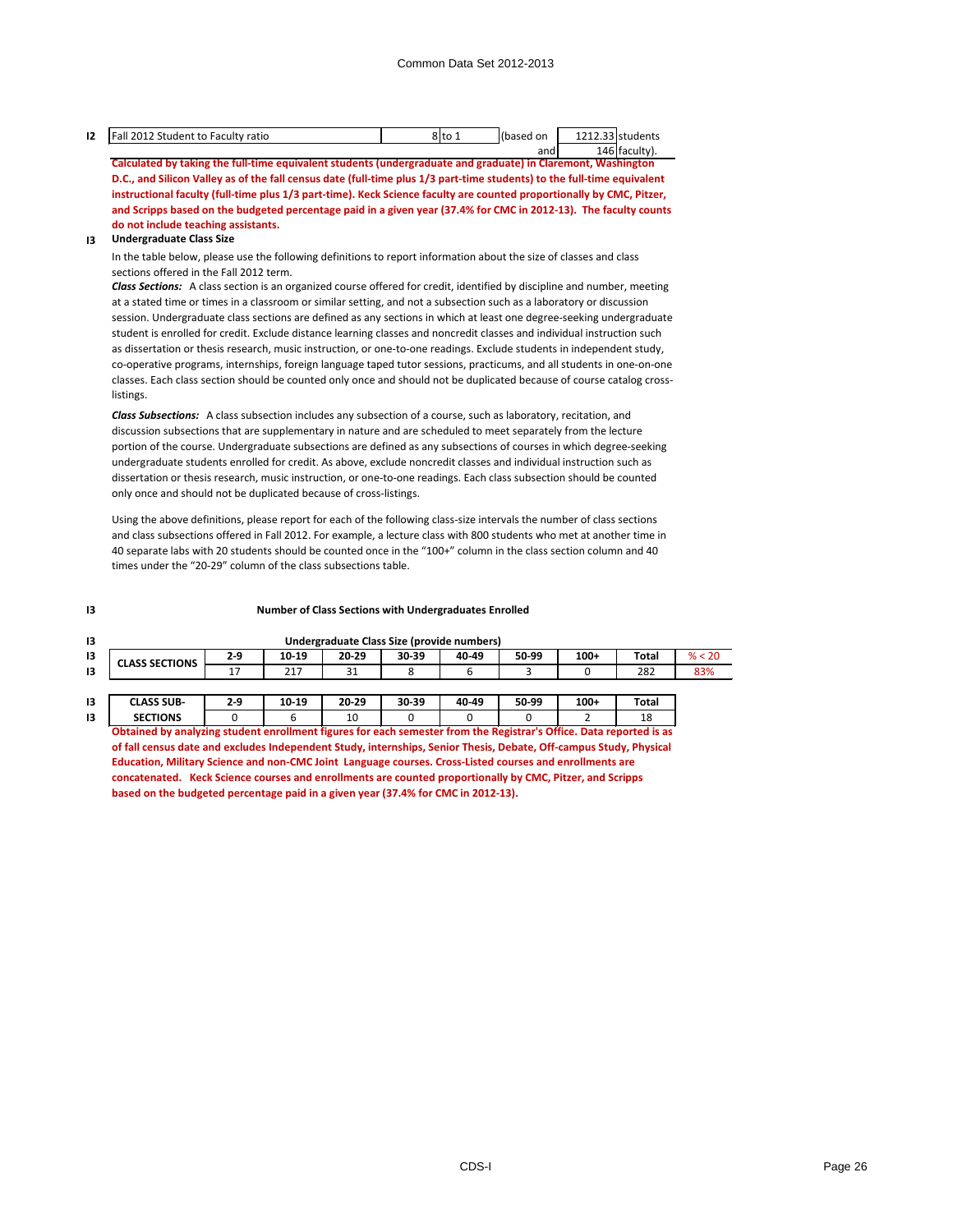| | | | | |
|---|---|---|---|---|
| I2 | Fall 2012 Student to Faculty ratio | 8 to 1 | (based on | 1212.33 students |
| | | | and | 146 faculty). |

**Calculated by taking the full-time equivalent students (undergraduate and graduate) in Claremont, Washington D.C., and Silicon Valley as of the fall census date (full-time plus 1/3 part-time students) to the full-time equivalent instructional faculty (full-time plus 1/3 part-time). Keck Science faculty are counted proportionally by CMC, Pitzer, and Scripps based on the budgeted percentage paid in a given year (37.4% for CMC in 2012-13). The faculty counts do not include teaching assistants.**

**I3 Undergraduate Class Size**

In the table below, please use the following definitions to report information about the size of classes and class sections offered in the Fall 2012 term.

***Class Sections:*** A class section is an organized course offered for credit, identified by discipline and number, meeting at a stated time or times in a classroom or similar setting, and not a subsection such as a laboratory or discussion session. Undergraduate class sections are defined as any sections in which at least one degree-seeking undergraduate student is enrolled for credit. Exclude distance learning classes and noncredit classes and individual instruction such as dissertation or thesis research, music instruction, or one-to-one readings. Exclude students in independent study, co-operative programs, internships, foreign language taped tutor sessions, practicums, and all students in one-on-one classes. Each class section should be counted only once and should not be duplicated because of course catalog cross-listings.

***Class Subsections:*** A class subsection includes any subsection of a course, such as laboratory, recitation, and discussion subsections that are supplementary in nature and are scheduled to meet separately from the lecture portion of the course. Undergraduate subsections are defined as any subsections of courses in which degree-seeking undergraduate students enrolled for credit. As above, exclude noncredit classes and individual instruction such as dissertation or thesis research, music instruction, or one-to-one readings. Each class subsection should be counted only once and should not be duplicated because of cross-listings.

Using the above definitions, please report for each of the following class-size intervals the number of class sections and class subsections offered in Fall 2012. For example, a lecture class with 800 students who met at another time in 40 separate labs with 20 students should be counted once in the "100+" column in the class section column and 40 times under the "20-29" column of the class subsections table.

**I3 Number of Class Sections with Undergraduates Enrolled**

**Undergraduate Class Size (provide numbers)**

| | 2-9 | 10-19 | 20-29 | 30-39 | 40-49 | 50-99 | 100+ | Total | % < 20 |
|---|---|---|---|---|---|---|---|---|---|
| **CLASS SECTIONS** | 17 | 217 | 31 | 8 | 6 | 3 | 0 | 282 | 83% |

| | 2-9 | 10-19 | 20-29 | 30-39 | 40-49 | 50-99 | 100+ | Total |
|---|---|---|---|---|---|---|---|---|
| **CLASS SUB-SECTIONS** | 0 | 6 | 10 | 0 | 0 | 0 | 2 | 18 |

**Obtained by analyzing student enrollment figures for each semester from the Registrar's Office. Data reported is as of fall census date and excludes Independent Study, internships, Senior Thesis, Debate, Off-campus Study, Physical Education, Military Science and non-CMC Joint Language courses. Cross-Listed courses and enrollments are concatenated. Keck Science courses and enrollments are counted proportionally by CMC, Pitzer, and Scripps based on the budgeted percentage paid in a given year (37.4% for CMC in 2012-13).**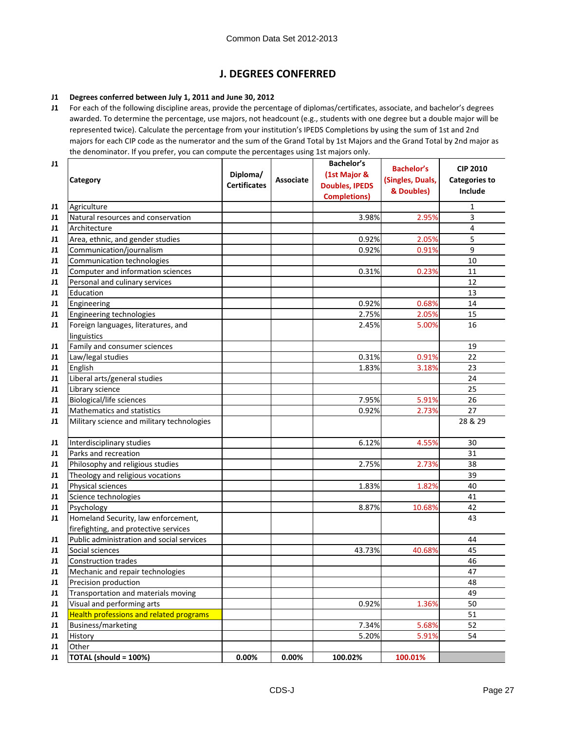Common Data Set 2012-2013

## J. DEGREES CONFERRED

**J1 Degrees conferred between July 1, 2011 and June 30, 2012**

J1 For each of the following discipline areas, provide the percentage of diplomas/certificates, associate, and bachelor's degrees awarded. To determine the percentage, use majors, not headcount (e.g., students with one degree but a double major will be represented twice). Calculate the percentage from your institution's IPEDS Completions by using the sum of 1st and 2nd majors for each CIP code as the numerator and the sum of the Grand Total by 1st Majors and the Grand Total by 2nd major as the denominator. If you prefer, you can compute the percentages using 1st majors only.

| J1 | Category | Diploma/ Certificates | Associate | Bachelor's (1st Major & Doubles, IPEDS Completions) | Bachelor's (Singles, Duals, & Doubles) | CIP 2010 Categories to Include |
|---|---|---|---|---|---|---|
| J1 | Agriculture | | | | | 1 |
| J1 | Natural resources and conservation | | | 3.98% | 2.95% | 3 |
| J1 | Architecture | | | | | 4 |
| J1 | Area, ethnic, and gender studies | | | 0.92% | 2.05% | 5 |
| J1 | Communication/journalism | | | 0.92% | 0.91% | 9 |
| J1 | Communication technologies | | | | | 10 |
| J1 | Computer and information sciences | | | 0.31% | 0.23% | 11 |
| J1 | Personal and culinary services | | | | | 12 |
| J1 | Education | | | | | 13 |
| J1 | Engineering | | | 0.92% | 0.68% | 14 |
| J1 | Engineering technologies | | | 2.75% | 2.05% | 15 |
| J1 | Foreign languages, literatures, and linguistics | | | 2.45% | 5.00% | 16 |
| J1 | Family and consumer sciences | | | | | 19 |
| J1 | Law/legal studies | | | 0.31% | 0.91% | 22 |
| J1 | English | | | 1.83% | 3.18% | 23 |
| J1 | Liberal arts/general studies | | | | | 24 |
| J1 | Library science | | | | | 25 |
| J1 | Biological/life sciences | | | 7.95% | 5.91% | 26 |
| J1 | Mathematics and statistics | | | 0.92% | 2.73% | 27 |
| J1 | Military science and military technologies | | | | | 28 & 29 |
| J1 | Interdisciplinary studies | | | 6.12% | 4.55% | 30 |
| J1 | Parks and recreation | | | | | 31 |
| J1 | Philosophy and religious studies | | | 2.75% | 2.73% | 38 |
| J1 | Theology and religious vocations | | | | | 39 |
| J1 | Physical sciences | | | 1.83% | 1.82% | 40 |
| J1 | Science technologies | | | | | 41 |
| J1 | Psychology | | | 8.87% | 10.68% | 42 |
| J1 | Homeland Security, law enforcement, firefighting, and protective services | | | | | 43 |
| J1 | Public administration and social services | | | | | 44 |
| J1 | Social sciences | | | 43.73% | 40.68% | 45 |
| J1 | Construction trades | | | | | 46 |
| J1 | Mechanic and repair technologies | | | | | 47 |
| J1 | Precision production | | | | | 48 |
| J1 | Transportation and materials moving | | | | | 49 |
| J1 | Visual and performing arts | | | 0.92% | 1.36% | 50 |
| J1 | Health professions and related programs | | | | | 51 |
| J1 | Business/marketing | | | 7.34% | 5.68% | 52 |
| J1 | History | | | 5.20% | 5.91% | 54 |
| J1 | Other | | | | | |
| J1 | **TOTAL (should = 100%)** | **0.00%** | **0.00%** | **100.02%** | **100.01%** | |

CDS-J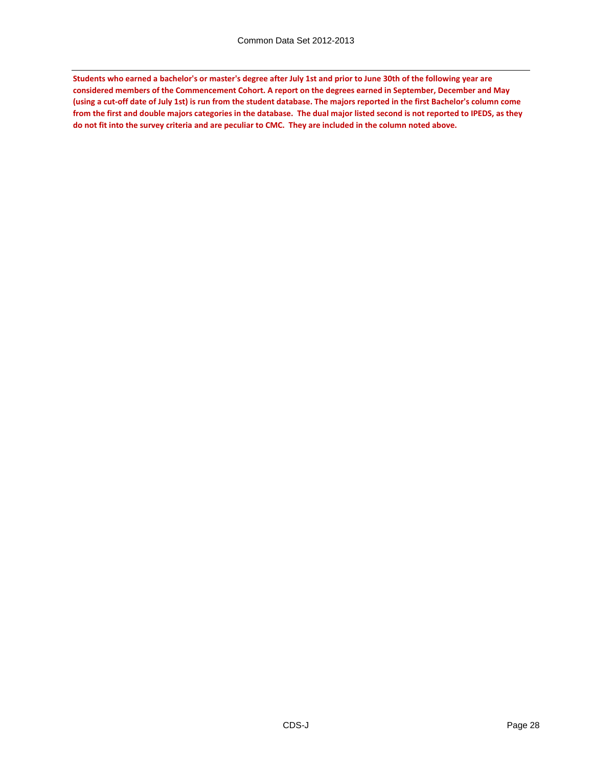**Students who earned a bachelor's or master's degree after July 1st and prior to June 30th of the following year are considered members of the Commencement Cohort. A report on the degrees earned in September, December and May (using a cut-off date of July 1st) is run from the student database. The majors reported in the first Bachelor's column come from the first and double majors categories in the database. The dual major listed second is not reported to IPEDS, as they do not fit into the survey criteria and are peculiar to CMC. They are included in the column noted above.**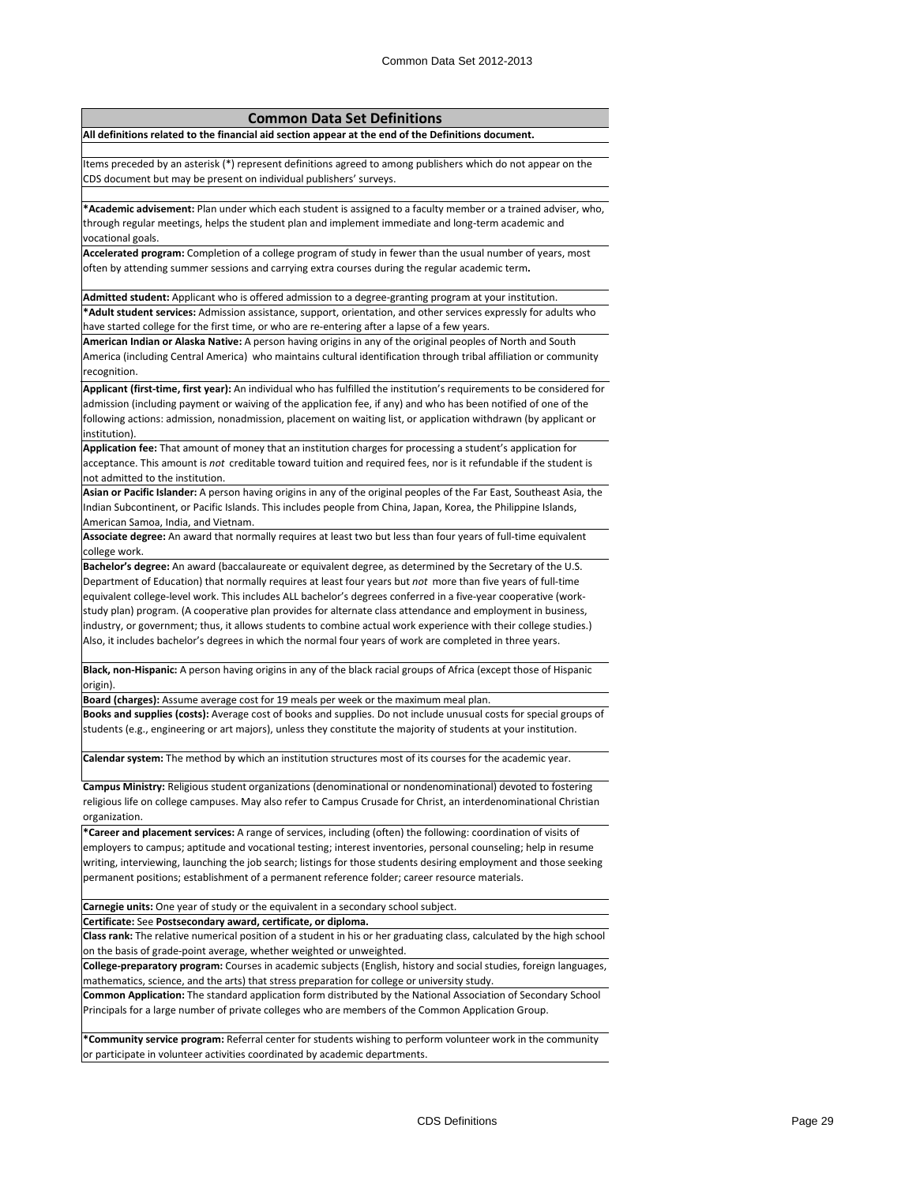## Common Data Set Definitions

**All definitions related to the financial aid section appear at the end of the Definitions document.**

Items preceded by an asterisk (*) represent definitions agreed to among publishers which do not appear on the CDS document but may be present on individual publishers' surveys.

***Academic advisement:** Plan under which each student is assigned to a faculty member or a trained adviser, who, through regular meetings, helps the student plan and implement immediate and long-term academic and vocational goals.

**Accelerated program:** Completion of a college program of study in fewer than the usual number of years, most often by attending summer sessions and carrying extra courses during the regular academic term**.**

**Admitted student:** Applicant who is offered admission to a degree-granting program at your institution.

***Adult student services:** Admission assistance, support, orientation, and other services expressly for adults who have started college for the first time, or who are re-entering after a lapse of a few years.

**American Indian or Alaska Native:** A person having origins in any of the original peoples of North and South America (including Central America) who maintains cultural identification through tribal affiliation or community recognition.

**Applicant (first-time, first year):** An individual who has fulfilled the institution's requirements to be considered for admission (including payment or waiving of the application fee, if any) and who has been notified of one of the following actions: admission, nonadmission, placement on waiting list, or application withdrawn (by applicant or institution).

**Application fee:** That amount of money that an institution charges for processing a student's application for acceptance. This amount is *not* creditable toward tuition and required fees, nor is it refundable if the student is not admitted to the institution.

**Asian or Pacific Islander:** A person having origins in any of the original peoples of the Far East, Southeast Asia, the Indian Subcontinent, or Pacific Islands. This includes people from China, Japan, Korea, the Philippine Islands, American Samoa, India, and Vietnam.

**Associate degree:** An award that normally requires at least two but less than four years of full-time equivalent college work.

**Bachelor's degree:** An award (baccalaureate or equivalent degree, as determined by the Secretary of the U.S. Department of Education) that normally requires at least four years but *not* more than five years of full-time equivalent college-level work. This includes ALL bachelor's degrees conferred in a five-year cooperative (work-study plan) program. (A cooperative plan provides for alternate class attendance and employment in business, industry, or government; thus, it allows students to combine actual work experience with their college studies.) Also, it includes bachelor's degrees in which the normal four years of work are completed in three years.

**Black, non-Hispanic:** A person having origins in any of the black racial groups of Africa (except those of Hispanic origin).

**Board (charges):** Assume average cost for 19 meals per week or the maximum meal plan.

**Books and supplies (costs):** Average cost of books and supplies. Do not include unusual costs for special groups of students (e.g., engineering or art majors), unless they constitute the majority of students at your institution.

**Calendar system:** The method by which an institution structures most of its courses for the academic year.

**Campus Ministry:** Religious student organizations (denominational or nondenominational) devoted to fostering religious life on college campuses. May also refer to Campus Crusade for Christ, an interdenominational Christian organization.

***Career and placement services:** A range of services, including (often) the following: coordination of visits of employers to campus; aptitude and vocational testing; interest inventories, personal counseling; help in resume writing, interviewing, launching the job search; listings for those students desiring employment and those seeking permanent positions; establishment of a permanent reference folder; career resource materials.

**Carnegie units:** One year of study or the equivalent in a secondary school subject.

**Certificate:** See **Postsecondary award, certificate, or diploma.**

**Class rank:** The relative numerical position of a student in his or her graduating class, calculated by the high school on the basis of grade-point average, whether weighted or unweighted.

**College-preparatory program:** Courses in academic subjects (English, history and social studies, foreign languages, mathematics, science, and the arts) that stress preparation for college or university study.

**Common Application:** The standard application form distributed by the National Association of Secondary School Principals for a large number of private colleges who are members of the Common Application Group.

***Community service program:** Referral center for students wishing to perform volunteer work in the community or participate in volunteer activities coordinated by academic departments.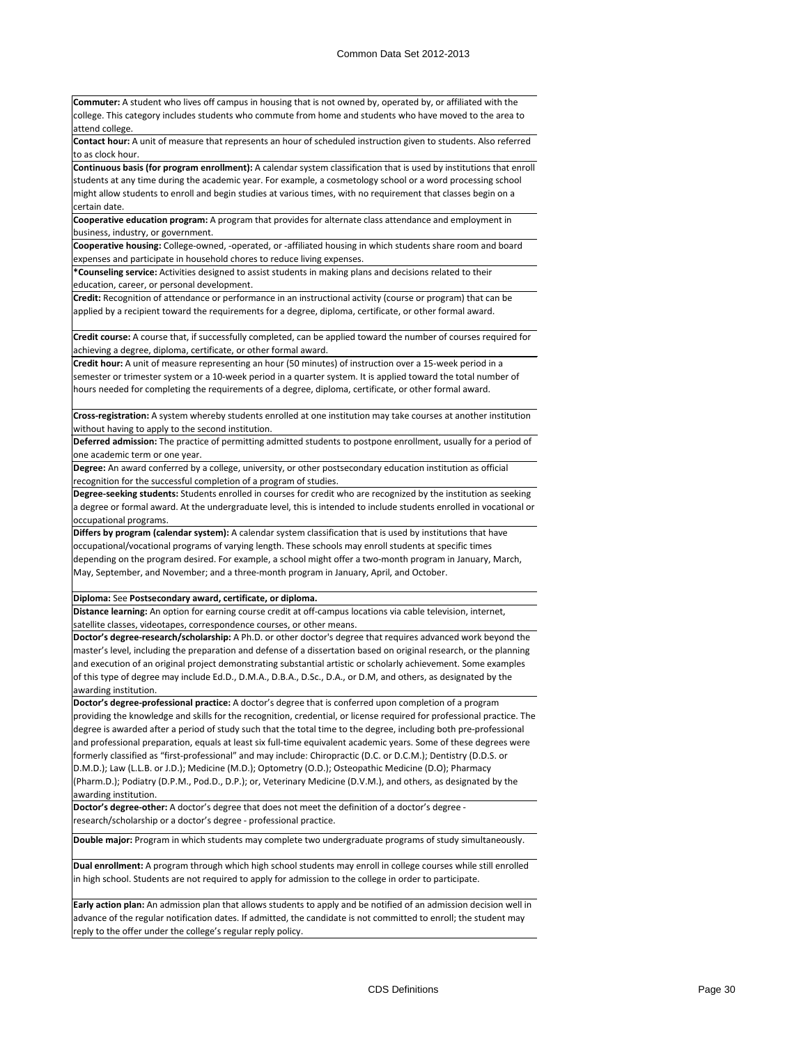**Commuter:** A student who lives off campus in housing that is not owned by, operated by, or affiliated with the college. This category includes students who commute from home and students who have moved to the area to attend college.

**Contact hour:** A unit of measure that represents an hour of scheduled instruction given to students. Also referred to as clock hour.

**Continuous basis (for program enrollment):** A calendar system classification that is used by institutions that enroll students at any time during the academic year. For example, a cosmetology school or a word processing school might allow students to enroll and begin studies at various times, with no requirement that classes begin on a certain date.

**Cooperative education program:** A program that provides for alternate class attendance and employment in business, industry, or government.

**Cooperative housing:** College-owned, -operated, or -affiliated housing in which students share room and board expenses and participate in household chores to reduce living expenses.

***Counseling service:** Activities designed to assist students in making plans and decisions related to their education, career, or personal development.

**Credit:** Recognition of attendance or performance in an instructional activity (course or program) that can be applied by a recipient toward the requirements for a degree, diploma, certificate, or other formal award.

**Credit course:** A course that, if successfully completed, can be applied toward the number of courses required for achieving a degree, diploma, certificate, or other formal award.

**Credit hour:** A unit of measure representing an hour (50 minutes) of instruction over a 15-week period in a semester or trimester system or a 10-week period in a quarter system. It is applied toward the total number of hours needed for completing the requirements of a degree, diploma, certificate, or other formal award.

**Cross-registration:** A system whereby students enrolled at one institution may take courses at another institution without having to apply to the second institution.

**Deferred admission:** The practice of permitting admitted students to postpone enrollment, usually for a period of one academic term or one year.

**Degree:** An award conferred by a college, university, or other postsecondary education institution as official recognition for the successful completion of a program of studies.

**Degree-seeking students:** Students enrolled in courses for credit who are recognized by the institution as seeking a degree or formal award. At the undergraduate level, this is intended to include students enrolled in vocational or occupational programs.

**Differs by program (calendar system):** A calendar system classification that is used by institutions that have occupational/vocational programs of varying length. These schools may enroll students at specific times depending on the program desired. For example, a school might offer a two-month program in January, March, May, September, and November; and a three-month program in January, April, and October.

**Diploma:** See **Postsecondary award, certificate, or diploma.**

**Distance learning:** An option for earning course credit at off-campus locations via cable television, internet, satellite classes, videotapes, correspondence courses, or other means.

**Doctor's degree-research/scholarship:** A Ph.D. or other doctor's degree that requires advanced work beyond the master's level, including the preparation and defense of a dissertation based on original research, or the planning and execution of an original project demonstrating substantial artistic or scholarly achievement. Some examples of this type of degree may include Ed.D., D.M.A., D.B.A., D.Sc., D.A., or D.M, and others, as designated by the awarding institution.

**Doctor's degree-professional practice:** A doctor's degree that is conferred upon completion of a program providing the knowledge and skills for the recognition, credential, or license required for professional practice. The degree is awarded after a period of study such that the total time to the degree, including both pre-professional and professional preparation, equals at least six full-time equivalent academic years. Some of these degrees were formerly classified as "first-professional" and may include: Chiropractic (D.C. or D.C.M.); Dentistry (D.D.S. or D.M.D.); Law (L.L.B. or J.D.); Medicine (M.D.); Optometry (O.D.); Osteopathic Medicine (D.O); Pharmacy (Pharm.D.); Podiatry (D.P.M., Pod.D., D.P.); or, Veterinary Medicine (D.V.M.), and others, as designated by the awarding institution.

**Doctor's degree-other:** A doctor's degree that does not meet the definition of a doctor's degree - research/scholarship or a doctor's degree - professional practice.

**Double major:** Program in which students may complete two undergraduate programs of study simultaneously.

**Dual enrollment:** A program through which high school students may enroll in college courses while still enrolled in high school. Students are not required to apply for admission to the college in order to participate.

**Early action plan:** An admission plan that allows students to apply and be notified of an admission decision well in advance of the regular notification dates. If admitted, the candidate is not committed to enroll; the student may reply to the offer under the college's regular reply policy.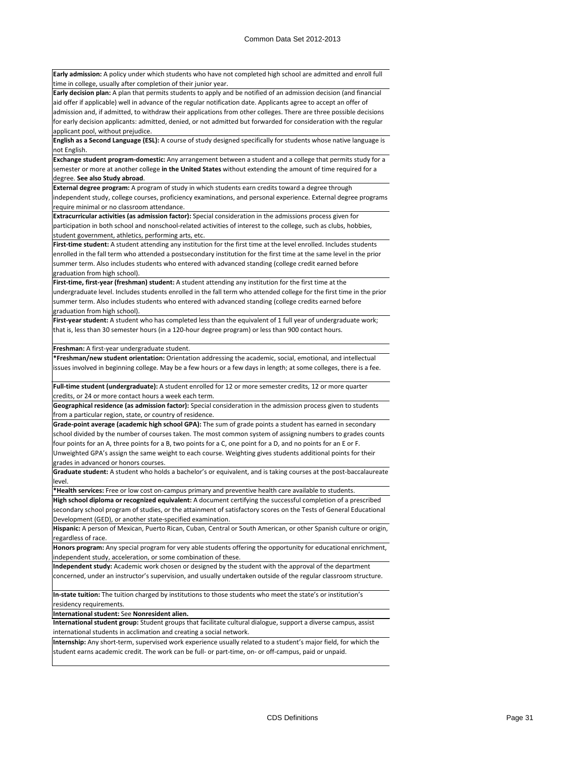**Early admission:** A policy under which students who have not completed high school are admitted and enroll full time in college, usually after completion of their junior year.

**Early decision plan:** A plan that permits students to apply and be notified of an admission decision (and financial aid offer if applicable) well in advance of the regular notification date. Applicants agree to accept an offer of admission and, if admitted, to withdraw their applications from other colleges. There are three possible decisions for early decision applicants: admitted, denied, or not admitted but forwarded for consideration with the regular applicant pool, without prejudice.

**English as a Second Language (ESL):** A course of study designed specifically for students whose native language is not English.

**Exchange student program-domestic:** Any arrangement between a student and a college that permits study for a semester or more at another college **in the United States** without extending the amount of time required for a degree. **See also Study abroad**.

**External degree program:** A program of study in which students earn credits toward a degree through independent study, college courses, proficiency examinations, and personal experience. External degree programs require minimal or no classroom attendance.

**Extracurricular activities (as admission factor):** Special consideration in the admissions process given for participation in both school and nonschool-related activities of interest to the college, such as clubs, hobbies, student government, athletics, performing arts, etc.

**First-time student:** A student attending any institution for the first time at the level enrolled. Includes students enrolled in the fall term who attended a postsecondary institution for the first time at the same level in the prior summer term. Also includes students who entered with advanced standing (college credit earned before graduation from high school).

**First-time, first-year (freshman) student:** A student attending any institution for the first time at the undergraduate level. Includes students enrolled in the fall term who attended college for the first time in the prior summer term. Also includes students who entered with advanced standing (college credits earned before graduation from high school).

**First-year student:** A student who has completed less than the equivalent of 1 full year of undergraduate work; that is, less than 30 semester hours (in a 120-hour degree program) or less than 900 contact hours.

**Freshman:** A first-year undergraduate student.

***Freshman/new student orientation:** Orientation addressing the academic, social, emotional, and intellectual issues involved in beginning college. May be a few hours or a few days in length; at some colleges, there is a fee.

**Full-time student (undergraduate):** A student enrolled for 12 or more semester credits, 12 or more quarter credits, or 24 or more contact hours a week each term.

**Geographical residence (as admission factor):** Special consideration in the admission process given to students from a particular region, state, or country of residence.

**Grade-point average (academic high school GPA):** The sum of grade points a student has earned in secondary school divided by the number of courses taken. The most common system of assigning numbers to grades counts four points for an A, three points for a B, two points for a C, one point for a D, and no points for an E or F. Unweighted GPA's assign the same weight to each course. Weighting gives students additional points for their grades in advanced or honors courses.

**Graduate student:** A student who holds a bachelor's or equivalent, and is taking courses at the post-baccalaureate level.

***Health services:** Free or low cost on-campus primary and preventive health care available to students.

**High school diploma or recognized equivalent:** A document certifying the successful completion of a prescribed secondary school program of studies, or the attainment of satisfactory scores on the Tests of General Educational Development (GED), or another state-specified examination.

**Hispanic:** A person of Mexican, Puerto Rican, Cuban, Central or South American, or other Spanish culture or origin, regardless of race.

**Honors program:** Any special program for very able students offering the opportunity for educational enrichment, independent study, acceleration, or some combination of these.

**Independent study:** Academic work chosen or designed by the student with the approval of the department concerned, under an instructor's supervision, and usually undertaken outside of the regular classroom structure.

**In-state tuition:** The tuition charged by institutions to those students who meet the state's or institution's residency requirements.

**International student:** See **Nonresident alien.**

**International student group:** Student groups that facilitate cultural dialogue, support a diverse campus, assist international students in acclimation and creating a social network.

**Internship:** Any short-term, supervised work experience usually related to a student's major field, for which the student earns academic credit. The work can be full- or part-time, on- or off-campus, paid or unpaid.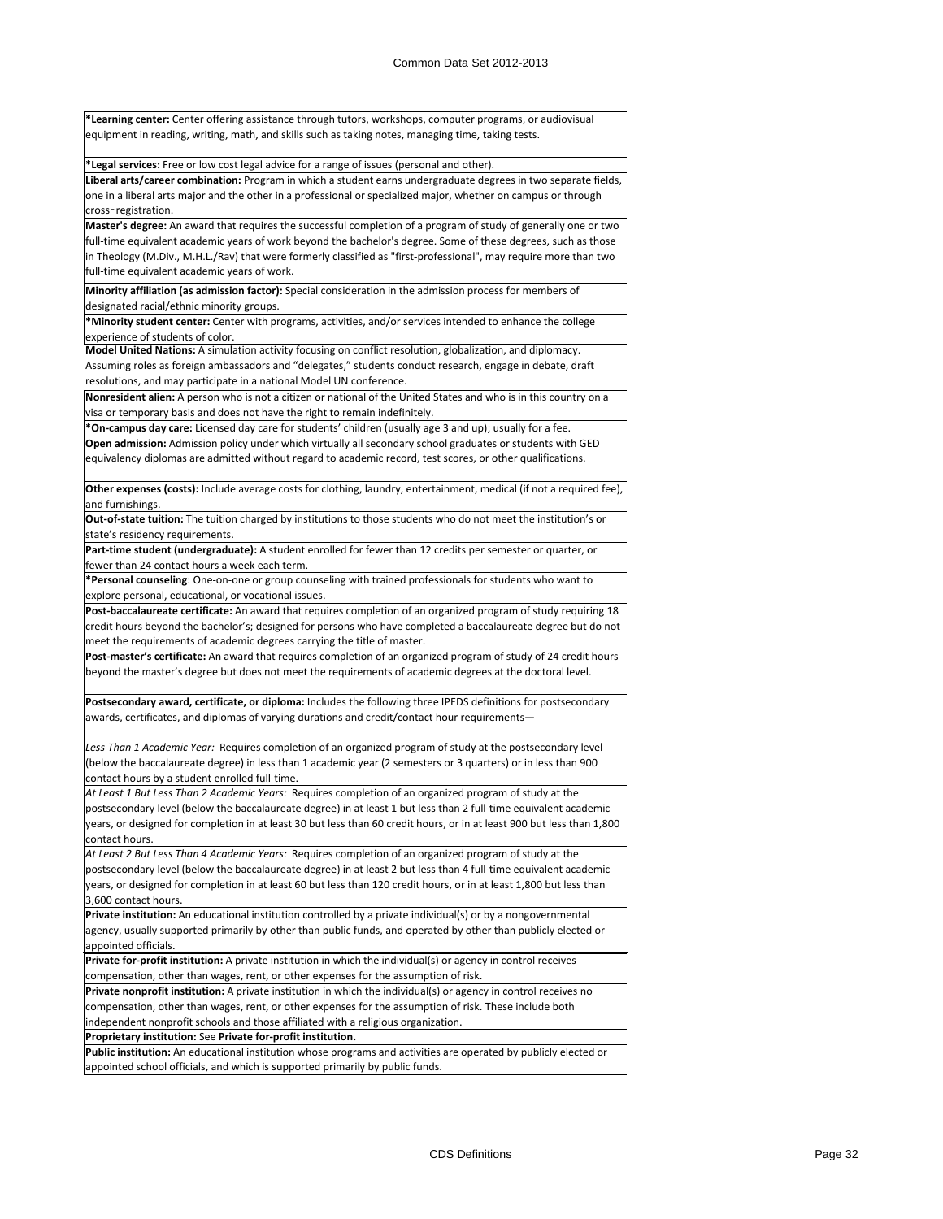**\*Learning center:** Center offering assistance through tutors, workshops, computer programs, or audiovisual equipment in reading, writing, math, and skills such as taking notes, managing time, taking tests.

**\*Legal services:** Free or low cost legal advice for a range of issues (personal and other).

**Liberal arts/career combination:** Program in which a student earns undergraduate degrees in two separate fields, one in a liberal arts major and the other in a professional or specialized major, whether on campus or through cross‑registration.

**Master's degree:** An award that requires the successful completion of a program of study of generally one or two full-time equivalent academic years of work beyond the bachelor's degree. Some of these degrees, such as those in Theology (M.Div., M.H.L./Rav) that were formerly classified as "first-professional", may require more than two full-time equivalent academic years of work.

**Minority affiliation (as admission factor):** Special consideration in the admission process for members of designated racial/ethnic minority groups.

**\*Minority student center:** Center with programs, activities, and/or services intended to enhance the college experience of students of color.

**Model United Nations:** A simulation activity focusing on conflict resolution, globalization, and diplomacy. Assuming roles as foreign ambassadors and "delegates," students conduct research, engage in debate, draft resolutions, and may participate in a national Model UN conference.

**Nonresident alien:** A person who is not a citizen or national of the United States and who is in this country on a visa or temporary basis and does not have the right to remain indefinitely.

**\*On-campus day care:** Licensed day care for students' children (usually age 3 and up); usually for a fee.

**Open admission:** Admission policy under which virtually all secondary school graduates or students with GED equivalency diplomas are admitted without regard to academic record, test scores, or other qualifications.

**Other expenses (costs):** Include average costs for clothing, laundry, entertainment, medical (if not a required fee), and furnishings.

**Out-of-state tuition:** The tuition charged by institutions to those students who do not meet the institution's or state's residency requirements.

**Part-time student (undergraduate):** A student enrolled for fewer than 12 credits per semester or quarter, or fewer than 24 contact hours a week each term.

**\*Personal counseling**: One-on-one or group counseling with trained professionals for students who want to explore personal, educational, or vocational issues.

**Post-baccalaureate certificate:** An award that requires completion of an organized program of study requiring 18 credit hours beyond the bachelor's; designed for persons who have completed a baccalaureate degree but do not meet the requirements of academic degrees carrying the title of master.

**Post-master's certificate:** An award that requires completion of an organized program of study of 24 credit hours beyond the master's degree but does not meet the requirements of academic degrees at the doctoral level.

**Postsecondary award, certificate, or diploma:** Includes the following three IPEDS definitions for postsecondary awards, certificates, and diplomas of varying durations and credit/contact hour requirements—

*Less Than 1 Academic Year:* Requires completion of an organized program of study at the postsecondary level (below the baccalaureate degree) in less than 1 academic year (2 semesters or 3 quarters) or in less than 900 contact hours by a student enrolled full-time.

*At Least 1 But Less Than 2 Academic Years:* Requires completion of an organized program of study at the postsecondary level (below the baccalaureate degree) in at least 1 but less than 2 full-time equivalent academic years, or designed for completion in at least 30 but less than 60 credit hours, or in at least 900 but less than 1,800 contact hours.

*At Least 2 But Less Than 4 Academic Years:* Requires completion of an organized program of study at the postsecondary level (below the baccalaureate degree) in at least 2 but less than 4 full-time equivalent academic years, or designed for completion in at least 60 but less than 120 credit hours, or in at least 1,800 but less than 3,600 contact hours.

**Private institution:** An educational institution controlled by a private individual(s) or by a nongovernmental agency, usually supported primarily by other than public funds, and operated by other than publicly elected or appointed officials.

**Private for-profit institution:** A private institution in which the individual(s) or agency in control receives compensation, other than wages, rent, or other expenses for the assumption of risk.

**Private nonprofit institution:** A private institution in which the individual(s) or agency in control receives no compensation, other than wages, rent, or other expenses for the assumption of risk. These include both independent nonprofit schools and those affiliated with a religious organization.

**Proprietary institution:** See **Private for-profit institution.**

**Public institution:** An educational institution whose programs and activities are operated by publicly elected or appointed school officials, and which is supported primarily by public funds.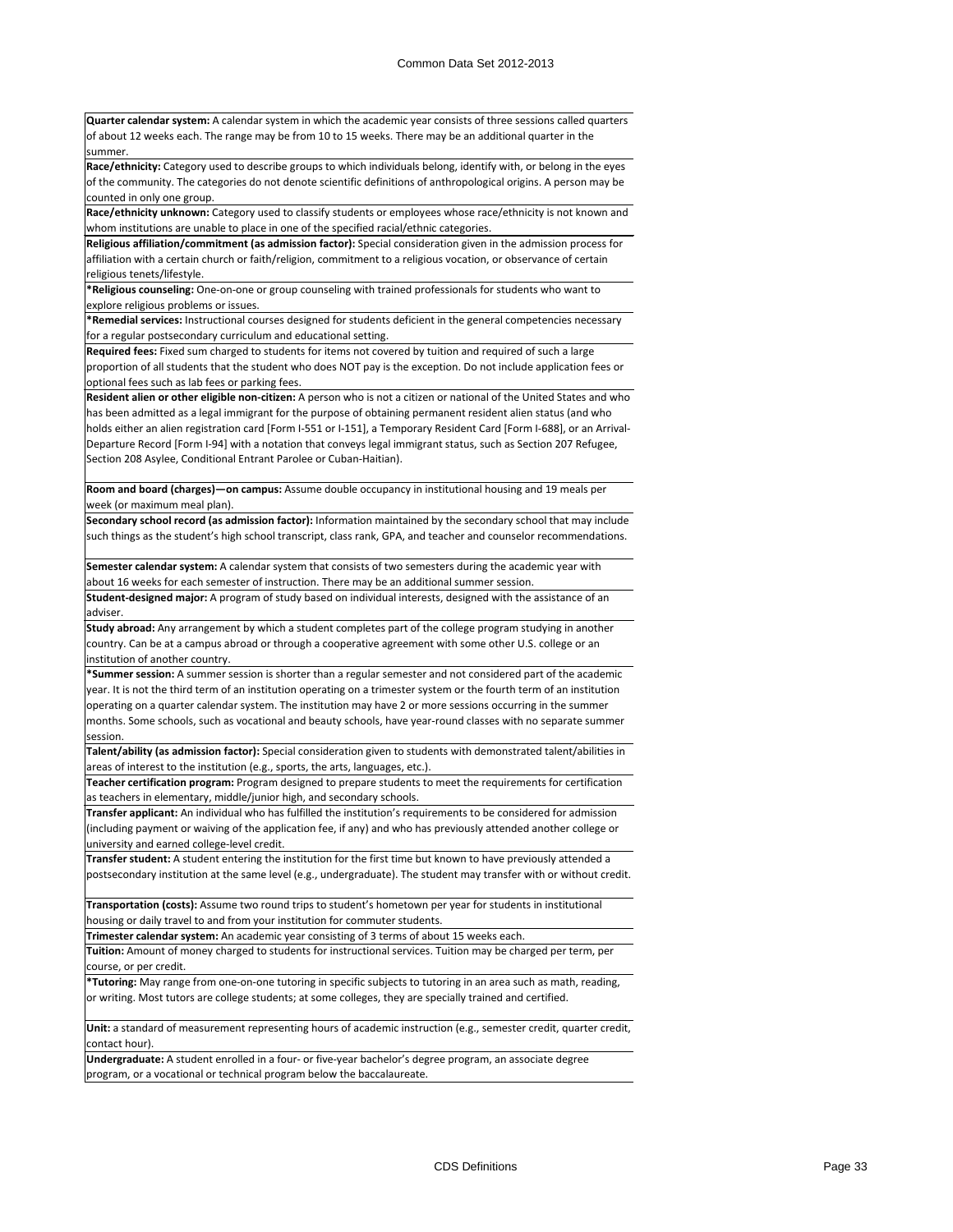**Quarter calendar system:** A calendar system in which the academic year consists of three sessions called quarters of about 12 weeks each. The range may be from 10 to 15 weeks. There may be an additional quarter in the summer.

**Race/ethnicity:** Category used to describe groups to which individuals belong, identify with, or belong in the eyes of the community. The categories do not denote scientific definitions of anthropological origins. A person may be counted in only one group.

**Race/ethnicity unknown:** Category used to classify students or employees whose race/ethnicity is not known and whom institutions are unable to place in one of the specified racial/ethnic categories.

**Religious affiliation/commitment (as admission factor):** Special consideration given in the admission process for affiliation with a certain church or faith/religion, commitment to a religious vocation, or observance of certain religious tenets/lifestyle.

**\*Religious counseling:** One-on-one or group counseling with trained professionals for students who want to explore religious problems or issues.

**\*Remedial services:** Instructional courses designed for students deficient in the general competencies necessary for a regular postsecondary curriculum and educational setting.

**Required fees:** Fixed sum charged to students for items not covered by tuition and required of such a large proportion of all students that the student who does NOT pay is the exception. Do not include application fees or optional fees such as lab fees or parking fees.

**Resident alien or other eligible non-citizen:** A person who is not a citizen or national of the United States and who has been admitted as a legal immigrant for the purpose of obtaining permanent resident alien status (and who holds either an alien registration card [Form I-551 or I-151], a Temporary Resident Card [Form I-688], or an Arrival-Departure Record [Form I-94] with a notation that conveys legal immigrant status, such as Section 207 Refugee, Section 208 Asylee, Conditional Entrant Parolee or Cuban-Haitian).

**Room and board (charges)—on campus:** Assume double occupancy in institutional housing and 19 meals per week (or maximum meal plan).

**Secondary school record (as admission factor):** Information maintained by the secondary school that may include such things as the student's high school transcript, class rank, GPA, and teacher and counselor recommendations.

**Semester calendar system:** A calendar system that consists of two semesters during the academic year with about 16 weeks for each semester of instruction. There may be an additional summer session.

**Student-designed major:** A program of study based on individual interests, designed with the assistance of an adviser.

**Study abroad:** Any arrangement by which a student completes part of the college program studying in another country. Can be at a campus abroad or through a cooperative agreement with some other U.S. college or an institution of another country.

**\*Summer session:** A summer session is shorter than a regular semester and not considered part of the academic year. It is not the third term of an institution operating on a trimester system or the fourth term of an institution operating on a quarter calendar system. The institution may have 2 or more sessions occurring in the summer months. Some schools, such as vocational and beauty schools, have year-round classes with no separate summer session.

**Talent/ability (as admission factor):** Special consideration given to students with demonstrated talent/abilities in areas of interest to the institution (e.g., sports, the arts, languages, etc.).

**Teacher certification program:** Program designed to prepare students to meet the requirements for certification as teachers in elementary, middle/junior high, and secondary schools.

**Transfer applicant:** An individual who has fulfilled the institution's requirements to be considered for admission (including payment or waiving of the application fee, if any) and who has previously attended another college or university and earned college-level credit.

**Transfer student:** A student entering the institution for the first time but known to have previously attended a postsecondary institution at the same level (e.g., undergraduate). The student may transfer with or without credit.

**Transportation (costs):** Assume two round trips to student's hometown per year for students in institutional housing or daily travel to and from your institution for commuter students.

**Trimester calendar system:** An academic year consisting of 3 terms of about 15 weeks each.

**Tuition:** Amount of money charged to students for instructional services. Tuition may be charged per term, per course, or per credit.

**\*Tutoring:** May range from one-on-one tutoring in specific subjects to tutoring in an area such as math, reading, or writing. Most tutors are college students; at some colleges, they are specially trained and certified.

**Unit:** a standard of measurement representing hours of academic instruction (e.g., semester credit, quarter credit, contact hour).

**Undergraduate:** A student enrolled in a four- or five-year bachelor's degree program, an associate degree program, or a vocational or technical program below the baccalaureate.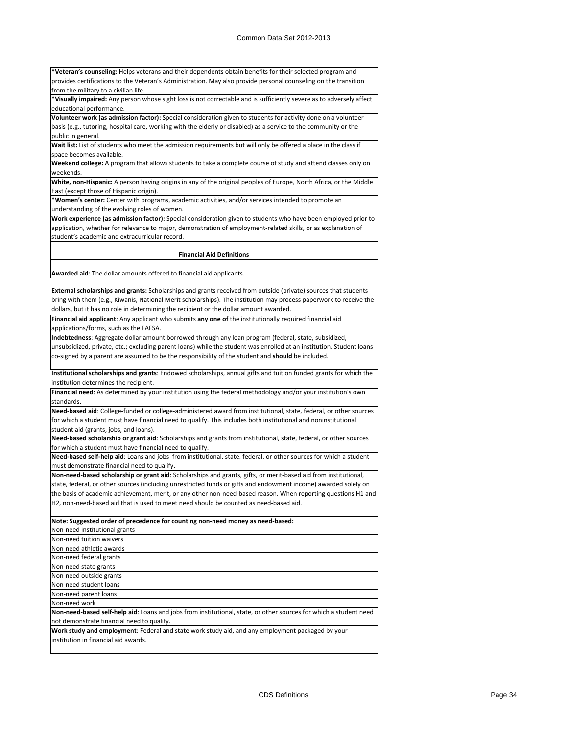**\*Veteran's counseling:** Helps veterans and their dependents obtain benefits for their selected program and provides certifications to the Veteran's Administration. May also provide personal counseling on the transition from the military to a civilian life.

**\*Visually impaired:** Any person whose sight loss is not correctable and is sufficiently severe as to adversely affect educational performance.

**Volunteer work (as admission factor):** Special consideration given to students for activity done on a volunteer basis (e.g., tutoring, hospital care, working with the elderly or disabled) as a service to the community or the public in general.

**Wait list:** List of students who meet the admission requirements but will only be offered a place in the class if space becomes available.

**Weekend college:** A program that allows students to take a complete course of study and attend classes only on weekends.

**White, non-Hispanic:** A person having origins in any of the original peoples of Europe, North Africa, or the Middle East (except those of Hispanic origin).

**\*Women's center:** Center with programs, academic activities, and/or services intended to promote an understanding of the evolving roles of women.

**Work experience (as admission factor):** Special consideration given to students who have been employed prior to application, whether for relevance to major, demonstration of employment-related skills, or as explanation of student's academic and extracurricular record.

## Financial Aid Definitions

**Awarded aid**: The dollar amounts offered to financial aid applicants.

**External scholarships and grants:** Scholarships and grants received from outside (private) sources that students bring with them (e.g., Kiwanis, National Merit scholarships). The institution may process paperwork to receive the dollars, but it has no role in determining the recipient or the dollar amount awarded.

**Financial aid applicant**: Any applicant who submits **any one of** the institutionally required financial aid applications/forms, such as the FAFSA.

**Indebtedness**: Aggregate dollar amount borrowed through any loan program (federal, state, subsidized, unsubsidized, private, etc.; excluding parent loans) while the student was enrolled at an institution. Student loans co-signed by a parent are assumed to be the responsibility of the student and **should** be included.

**Institutional scholarships and grants**: Endowed scholarships, annual gifts and tuition funded grants for which the institution determines the recipient.

**Financial need**: As determined by your institution using the federal methodology and/or your institution's own standards.

**Need-based aid**: College-funded or college-administered award from institutional, state, federal, or other sources for which a student must have financial need to qualify. This includes both institutional and noninstitutional student aid (grants, jobs, and loans).

**Need-based scholarship or grant aid**: Scholarships and grants from institutional, state, federal, or other sources for which a student must have financial need to qualify.

**Need-based self-help aid**: Loans and jobs from institutional, state, federal, or other sources for which a student must demonstrate financial need to qualify.

**Non-need-based scholarship or grant aid**: Scholarships and grants, gifts, or merit-based aid from institutional, state, federal, or other sources (including unrestricted funds or gifts and endowment income) awarded solely on the basis of academic achievement, merit, or any other non-need-based reason. When reporting questions H1 and H2, non-need-based aid that is used to meet need should be counted as need-based aid.

**Note: Suggested order of precedence for counting non-need money as need-based:**

- Non-need institutional grants
- Non-need tuition waivers
- Non-need athletic awards
- Non-need federal grants
- Non-need state grants
- Non-need outside grants
- Non-need student loans
- Non-need parent loans
- Non-need work

**Non-need-based self-help aid**: Loans and jobs from institutional, state, or other sources for which a student need not demonstrate financial need to qualify.

**Work study and employment**: Federal and state work study aid, and any employment packaged by your institution in financial aid awards.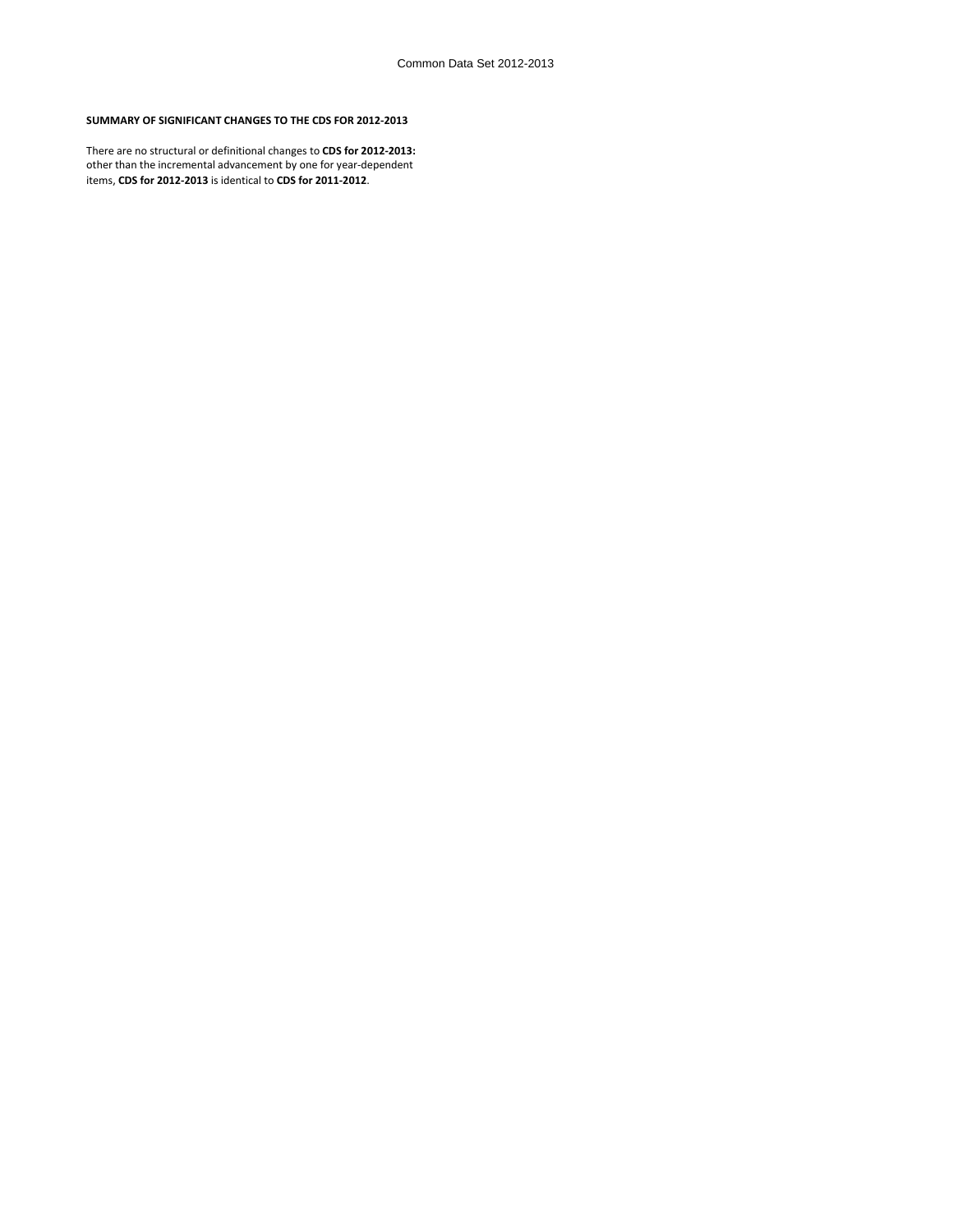**SUMMARY OF SIGNIFICANT CHANGES TO THE CDS FOR 2012-2013**

There are no structural or definitional changes to **CDS for 2012-2013:** other than the incremental advancement by one for year-dependent items, **CDS for 2012-2013** is identical to **CDS for 2011-2012**.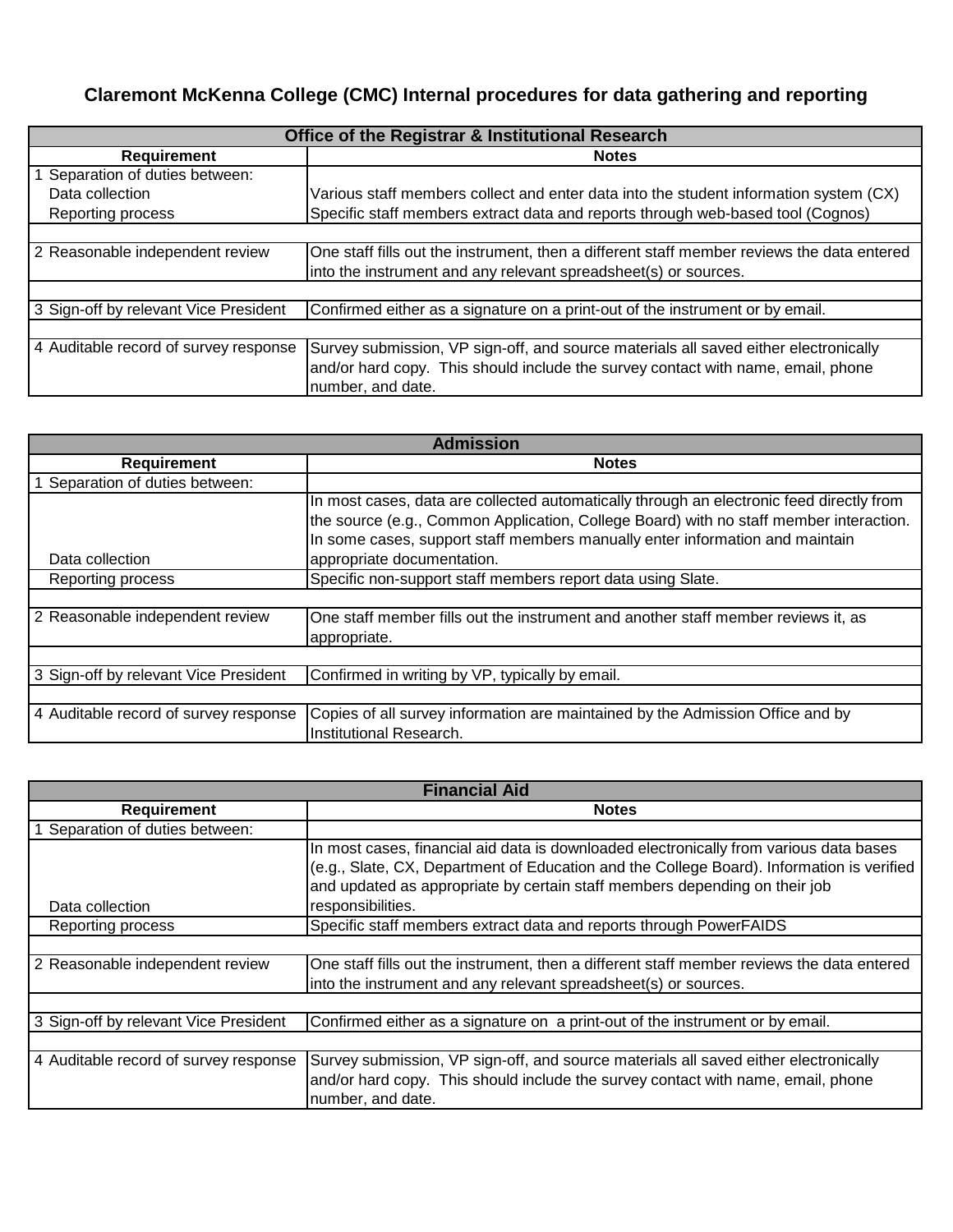# Claremont McKenna College (CMC) Internal procedures for data gathering and reporting

| Office of the Registrar & Institutional Research | |
|---|---|
| **Requirement** | **Notes** |
| 1 Separation of duties between: | |
| Data collection | Various staff members collect and enter data into the student information system (CX) |
| Reporting process | Specific staff members extract data and reports through web-based tool (Cognos) |
| | |
| 2 Reasonable independent review | One staff fills out the instrument, then a different staff member reviews the data entered into the instrument and any relevant spreadsheet(s) or sources. |
| | |
| 3 Sign-off by relevant Vice President | Confirmed either as a signature on a print-out of the instrument or by email. |
| | |
| 4 Auditable record of survey response | Survey submission, VP sign-off, and source materials all saved either electronically and/or hard copy. This should include the survey contact with name, email, phone number, and date. |

| Admission | |
|---|---|
| **Requirement** | **Notes** |
| 1 Separation of duties between: | |
| Data collection | In most cases, data are collected automatically through an electronic feed directly from the source (e.g., Common Application, College Board) with no staff member interaction. In some cases, support staff members manually enter information and maintain appropriate documentation. |
| Reporting process | Specific non-support staff members report data using Slate. |
| | |
| 2 Reasonable independent review | One staff member fills out the instrument and another staff member reviews it, as appropriate. |
| | |
| 3 Sign-off by relevant Vice President | Confirmed in writing by VP, typically by email. |
| | |
| 4 Auditable record of survey response | Copies of all survey information are maintained by the Admission Office and by Institutional Research. |

| Financial Aid | |
|---|---|
| **Requirement** | **Notes** |
| 1 Separation of duties between: | |
| Data collection | In most cases, financial aid data is downloaded electronically from various data bases (e.g., Slate, CX, Department of Education and the College Board). Information is verified and updated as appropriate by certain staff members depending on their job responsibilities. |
| Reporting process | Specific staff members extract data and reports through PowerFAIDS |
| | |
| 2 Reasonable independent review | One staff fills out the instrument, then a different staff member reviews the data entered into the instrument and any relevant spreadsheet(s) or sources. |
| | |
| 3 Sign-off by relevant Vice President | Confirmed either as a signature on a print-out of the instrument or by email. |
| | |
| 4 Auditable record of survey response | Survey submission, VP sign-off, and source materials all saved either electronically and/or hard copy. This should include the survey contact with name, email, phone number, and date. |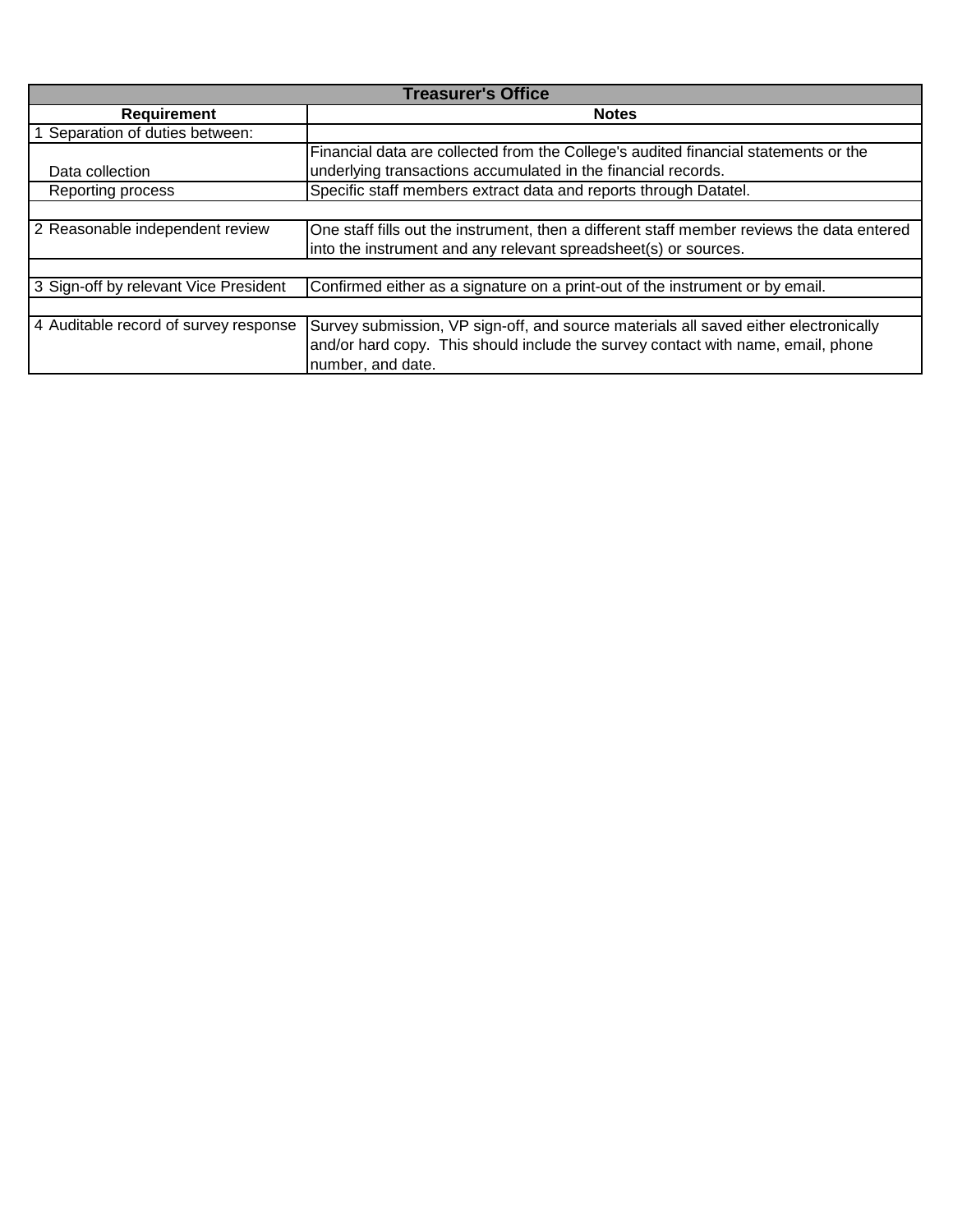| Treasurer's Office | |
|---|---|
| **Requirement** | **Notes** |
| 1 Separation of duties between: | |
| Data collection | Financial data are collected from the College's audited financial statements or the underlying transactions accumulated in the financial records. |
| Reporting process | Specific staff members extract data and reports through Datatel. |
| | |
| 2 Reasonable independent review | One staff fills out the instrument, then a different staff member reviews the data entered into the instrument and any relevant spreadsheet(s) or sources. |
| | |
| 3 Sign-off by relevant Vice President | Confirmed either as a signature on a print-out of the instrument or by email. |
| | |
| 4 Auditable record of survey response | Survey submission, VP sign-off, and source materials all saved either electronically and/or hard copy. This should include the survey contact with name, email, phone number, and date. |